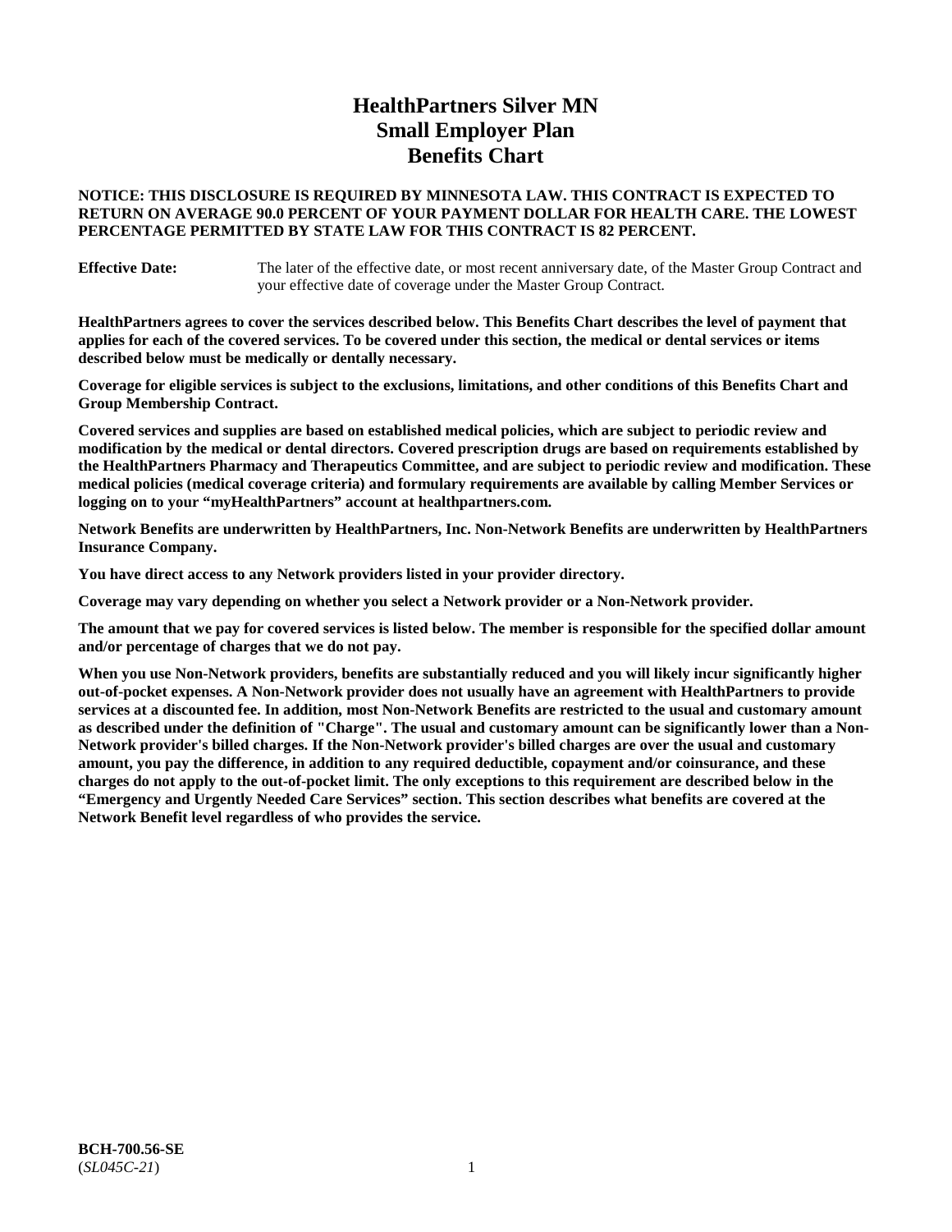# HealthPartners Silver MN
# Small Employer Plan
# Benefits Chart

**NOTICE: THIS DISCLOSURE IS REQUIRED BY MINNESOTA LAW. THIS CONTRACT IS EXPECTED TO RETURN ON AVERAGE 90.0 PERCENT OF YOUR PAYMENT DOLLAR FOR HEALTH CARE. THE LOWEST PERCENTAGE PERMITTED BY STATE LAW FOR THIS CONTRACT IS 82 PERCENT.**

**Effective Date:** The later of the effective date, or most recent anniversary date, of the Master Group Contract and your effective date of coverage under the Master Group Contract.

**HealthPartners agrees to cover the services described below. This Benefits Chart describes the level of payment that applies for each of the covered services. To be covered under this section, the medical or dental services or items described below must be medically or dentally necessary.**

**Coverage for eligible services is subject to the exclusions, limitations, and other conditions of this Benefits Chart and Group Membership Contract.**

**Covered services and supplies are based on established medical policies, which are subject to periodic review and modification by the medical or dental directors. Covered prescription drugs are based on requirements established by the HealthPartners Pharmacy and Therapeutics Committee, and are subject to periodic review and modification. These medical policies (medical coverage criteria) and formulary requirements are available by calling Member Services or logging on to your "myHealthPartners" account at healthpartners.com.**

**Network Benefits are underwritten by HealthPartners, Inc. Non-Network Benefits are underwritten by HealthPartners Insurance Company.**

**You have direct access to any Network providers listed in your provider directory.**

**Coverage may vary depending on whether you select a Network provider or a Non-Network provider.**

**The amount that we pay for covered services is listed below. The member is responsible for the specified dollar amount and/or percentage of charges that we do not pay.**

**When you use Non-Network providers, benefits are substantially reduced and you will likely incur significantly higher out-of-pocket expenses. A Non-Network provider does not usually have an agreement with HealthPartners to provide services at a discounted fee. In addition, most Non-Network Benefits are restricted to the usual and customary amount as described under the definition of "Charge". The usual and customary amount can be significantly lower than a Non-Network provider's billed charges. If the Non-Network provider's billed charges are over the usual and customary amount, you pay the difference, in addition to any required deductible, copayment and/or coinsurance, and these charges do not apply to the out-of-pocket limit. The only exceptions to this requirement are described below in the "Emergency and Urgently Needed Care Services" section. This section describes what benefits are covered at the Network Benefit level regardless of who provides the service.**

**BCH-700.56-SE**
(*SL045C-21*)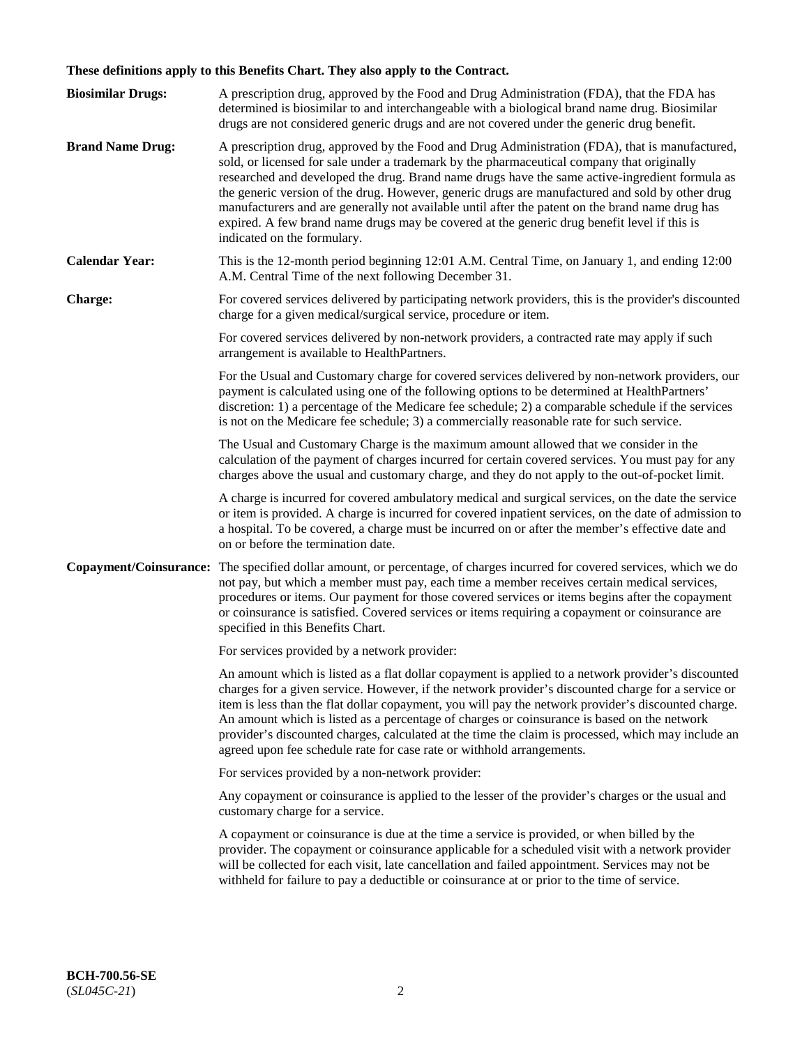**These definitions apply to this Benefits Chart. They also apply to the Contract.**

**Biosimilar Drugs:** A prescription drug, approved by the Food and Drug Administration (FDA), that the FDA has determined is biosimilar to and interchangeable with a biological brand name drug. Biosimilar drugs are not considered generic drugs and are not covered under the generic drug benefit.

**Brand Name Drug:** A prescription drug, approved by the Food and Drug Administration (FDA), that is manufactured, sold, or licensed for sale under a trademark by the pharmaceutical company that originally researched and developed the drug. Brand name drugs have the same active-ingredient formula as the generic version of the drug. However, generic drugs are manufactured and sold by other drug manufacturers and are generally not available until after the patent on the brand name drug has expired. A few brand name drugs may be covered at the generic drug benefit level if this is indicated on the formulary.

**Calendar Year:** This is the 12-month period beginning 12:01 A.M. Central Time, on January 1, and ending 12:00 A.M. Central Time of the next following December 31.

**Charge:** For covered services delivered by participating network providers, this is the provider's discounted charge for a given medical/surgical service, procedure or item.

For covered services delivered by non-network providers, a contracted rate may apply if such arrangement is available to HealthPartners.

For the Usual and Customary charge for covered services delivered by non-network providers, our payment is calculated using one of the following options to be determined at HealthPartners' discretion: 1) a percentage of the Medicare fee schedule; 2) a comparable schedule if the services is not on the Medicare fee schedule; 3) a commercially reasonable rate for such service.

The Usual and Customary Charge is the maximum amount allowed that we consider in the calculation of the payment of charges incurred for certain covered services. You must pay for any charges above the usual and customary charge, and they do not apply to the out-of-pocket limit.

A charge is incurred for covered ambulatory medical and surgical services, on the date the service or item is provided. A charge is incurred for covered inpatient services, on the date of admission to a hospital. To be covered, a charge must be incurred on or after the member's effective date and on or before the termination date.

**Copayment/Coinsurance:** The specified dollar amount, or percentage, of charges incurred for covered services, which we do not pay, but which a member must pay, each time a member receives certain medical services, procedures or items. Our payment for those covered services or items begins after the copayment or coinsurance is satisfied. Covered services or items requiring a copayment or coinsurance are specified in this Benefits Chart.

For services provided by a network provider:

An amount which is listed as a flat dollar copayment is applied to a network provider's discounted charges for a given service. However, if the network provider's discounted charge for a service or item is less than the flat dollar copayment, you will pay the network provider's discounted charge. An amount which is listed as a percentage of charges or coinsurance is based on the network provider's discounted charges, calculated at the time the claim is processed, which may include an agreed upon fee schedule rate for case rate or withhold arrangements.

For services provided by a non-network provider:

Any copayment or coinsurance is applied to the lesser of the provider's charges or the usual and customary charge for a service.

A copayment or coinsurance is due at the time a service is provided, or when billed by the provider. The copayment or coinsurance applicable for a scheduled visit with a network provider will be collected for each visit, late cancellation and failed appointment. Services may not be withheld for failure to pay a deductible or coinsurance at or prior to the time of service.

**BCH-700.56-SE**
(*SL045C-21*)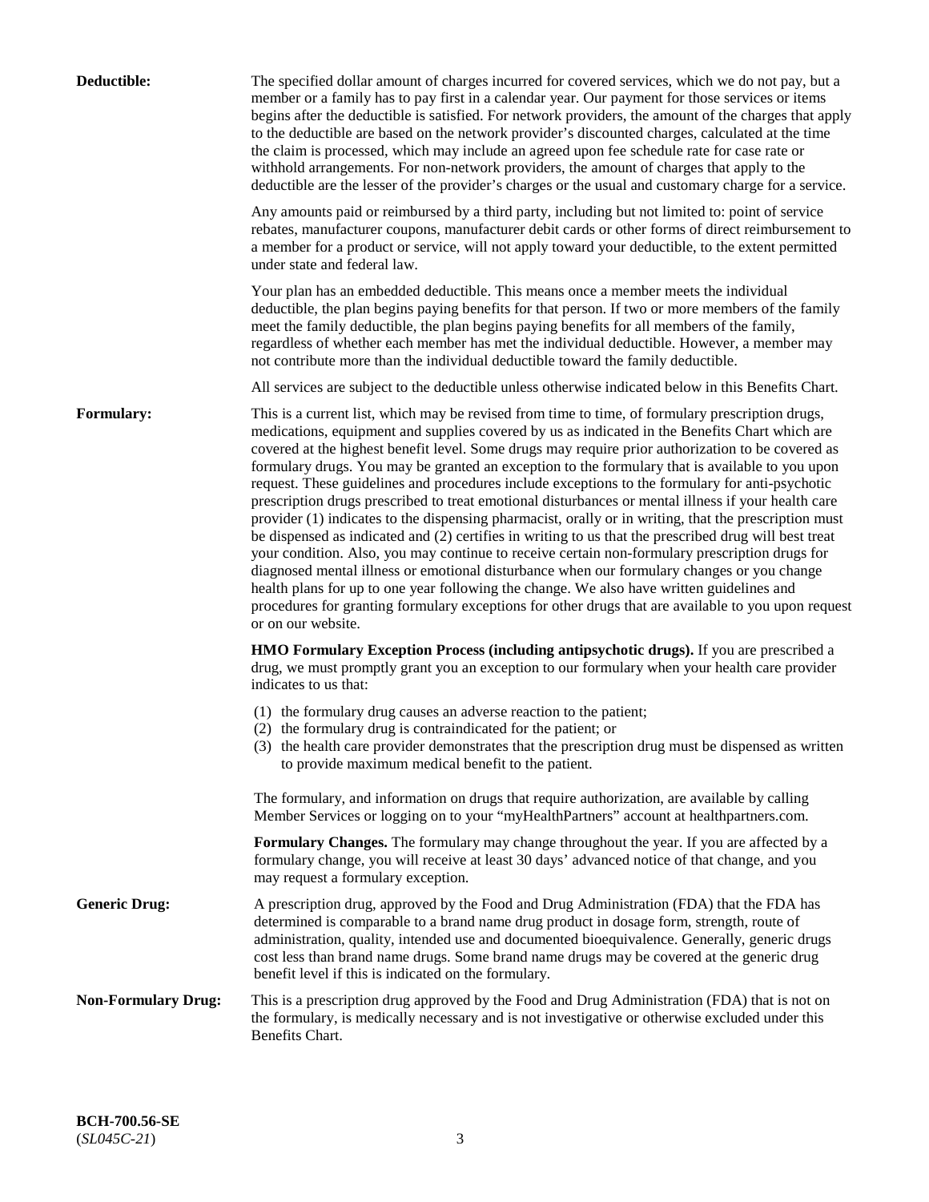**Deductible:** The specified dollar amount of charges incurred for covered services, which we do not pay, but a member or a family has to pay first in a calendar year. Our payment for those services or items begins after the deductible is satisfied. For network providers, the amount of the charges that apply to the deductible are based on the network provider's discounted charges, calculated at the time the claim is processed, which may include an agreed upon fee schedule rate for case rate or withhold arrangements. For non-network providers, the amount of charges that apply to the deductible are the lesser of the provider's charges or the usual and customary charge for a service.

Any amounts paid or reimbursed by a third party, including but not limited to: point of service rebates, manufacturer coupons, manufacturer debit cards or other forms of direct reimbursement to a member for a product or service, will not apply toward your deductible, to the extent permitted under state and federal law.

Your plan has an embedded deductible. This means once a member meets the individual deductible, the plan begins paying benefits for that person. If two or more members of the family meet the family deductible, the plan begins paying benefits for all members of the family, regardless of whether each member has met the individual deductible. However, a member may not contribute more than the individual deductible toward the family deductible.

All services are subject to the deductible unless otherwise indicated below in this Benefits Chart.

**Formulary:** This is a current list, which may be revised from time to time, of formulary prescription drugs, medications, equipment and supplies covered by us as indicated in the Benefits Chart which are covered at the highest benefit level. Some drugs may require prior authorization to be covered as formulary drugs. You may be granted an exception to the formulary that is available to you upon request. These guidelines and procedures include exceptions to the formulary for anti-psychotic prescription drugs prescribed to treat emotional disturbances or mental illness if your health care provider (1) indicates to the dispensing pharmacist, orally or in writing, that the prescription must be dispensed as indicated and (2) certifies in writing to us that the prescribed drug will best treat your condition. Also, you may continue to receive certain non-formulary prescription drugs for diagnosed mental illness or emotional disturbance when our formulary changes or you change health plans for up to one year following the change. We also have written guidelines and procedures for granting formulary exceptions for other drugs that are available to you upon request or on our website.

**HMO Formulary Exception Process (including antipsychotic drugs).** If you are prescribed a drug, we must promptly grant you an exception to our formulary when your health care provider indicates to us that:

(1) the formulary drug causes an adverse reaction to the patient;
(2) the formulary drug is contraindicated for the patient; or
(3) the health care provider demonstrates that the prescription drug must be dispensed as written to provide maximum medical benefit to the patient.

The formulary, and information on drugs that require authorization, are available by calling Member Services or logging on to your "myHealthPartners" account at healthpartners.com.

**Formulary Changes.** The formulary may change throughout the year. If you are affected by a formulary change, you will receive at least 30 days' advanced notice of that change, and you may request a formulary exception.

**Generic Drug:** A prescription drug, approved by the Food and Drug Administration (FDA) that the FDA has determined is comparable to a brand name drug product in dosage form, strength, route of administration, quality, intended use and documented bioequivalence. Generally, generic drugs cost less than brand name drugs. Some brand name drugs may be covered at the generic drug benefit level if this is indicated on the formulary.

**Non-Formulary Drug:** This is a prescription drug approved by the Food and Drug Administration (FDA) that is not on the formulary, is medically necessary and is not investigative or otherwise excluded under this Benefits Chart.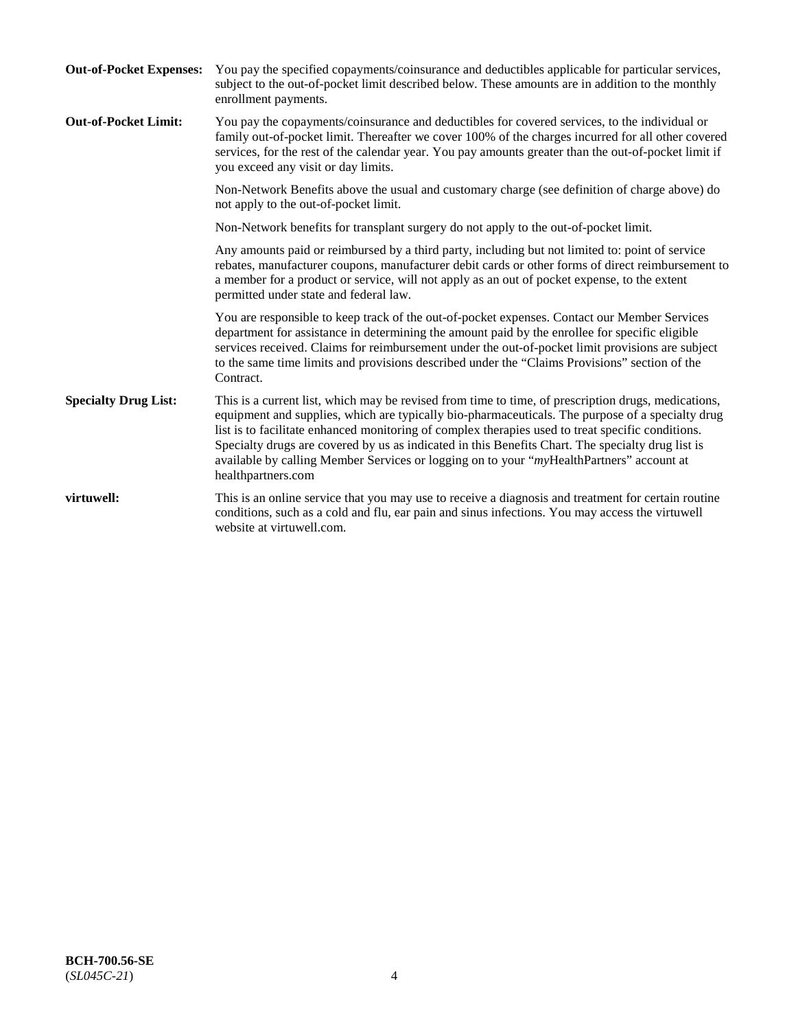**Out-of-Pocket Expenses:** You pay the specified copayments/coinsurance and deductibles applicable for particular services, subject to the out-of-pocket limit described below. These amounts are in addition to the monthly enrollment payments.

**Out-of-Pocket Limit:** You pay the copayments/coinsurance and deductibles for covered services, to the individual or family out-of-pocket limit. Thereafter we cover 100% of the charges incurred for all other covered services, for the rest of the calendar year. You pay amounts greater than the out-of-pocket limit if you exceed any visit or day limits.

Non-Network Benefits above the usual and customary charge (see definition of charge above) do not apply to the out-of-pocket limit.

Non-Network benefits for transplant surgery do not apply to the out-of-pocket limit.

Any amounts paid or reimbursed by a third party, including but not limited to: point of service rebates, manufacturer coupons, manufacturer debit cards or other forms of direct reimbursement to a member for a product or service, will not apply as an out of pocket expense, to the extent permitted under state and federal law.

You are responsible to keep track of the out-of-pocket expenses. Contact our Member Services department for assistance in determining the amount paid by the enrollee for specific eligible services received. Claims for reimbursement under the out-of-pocket limit provisions are subject to the same time limits and provisions described under the "Claims Provisions" section of the Contract.

**Specialty Drug List:** This is a current list, which may be revised from time to time, of prescription drugs, medications, equipment and supplies, which are typically bio-pharmaceuticals. The purpose of a specialty drug list is to facilitate enhanced monitoring of complex therapies used to treat specific conditions. Specialty drugs are covered by us as indicated in this Benefits Chart. The specialty drug list is available by calling Member Services or logging on to your "*my*HealthPartners" account at healthpartners.com

**virtuwell:** This is an online service that you may use to receive a diagnosis and treatment for certain routine conditions, such as a cold and flu, ear pain and sinus infections. You may access the virtuwell website at virtuwell.com.

**BCH-700.56-SE**
(*SL045C-21*)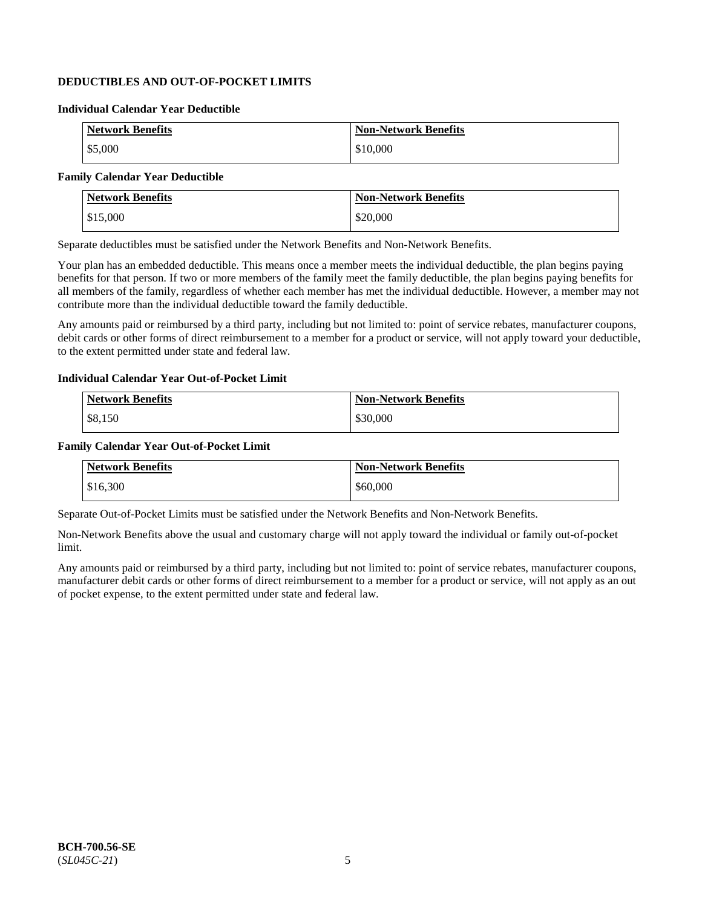## DEDUCTIBLES AND OUT-OF-POCKET LIMITS

### Individual Calendar Year Deductible

| Network Benefits | Non-Network Benefits |
|---|---|
| $5,000 | $10,000 |

### Family Calendar Year Deductible

| Network Benefits | Non-Network Benefits |
|---|---|
| $15,000 | $20,000 |

Separate deductibles must be satisfied under the Network Benefits and Non-Network Benefits.

Your plan has an embedded deductible. This means once a member meets the individual deductible, the plan begins paying benefits for that person. If two or more members of the family meet the family deductible, the plan begins paying benefits for all members of the family, regardless of whether each member has met the individual deductible. However, a member may not contribute more than the individual deductible toward the family deductible.

Any amounts paid or reimbursed by a third party, including but not limited to: point of service rebates, manufacturer coupons, debit cards or other forms of direct reimbursement to a member for a product or service, will not apply toward your deductible, to the extent permitted under state and federal law.

### Individual Calendar Year Out-of-Pocket Limit

| Network Benefits | Non-Network Benefits |
|---|---|
| $8,150 | $30,000 |

### Family Calendar Year Out-of-Pocket Limit

| Network Benefits | Non-Network Benefits |
|---|---|
| $16,300 | $60,000 |

Separate Out-of-Pocket Limits must be satisfied under the Network Benefits and Non-Network Benefits.

Non-Network Benefits above the usual and customary charge will not apply toward the individual or family out-of-pocket limit.

Any amounts paid or reimbursed by a third party, including but not limited to: point of service rebates, manufacturer coupons, manufacturer debit cards or other forms of direct reimbursement to a member for a product or service, will not apply as an out of pocket expense, to the extent permitted under state and federal law.

**BCH-700.56-SE**
(*SL045C-21*)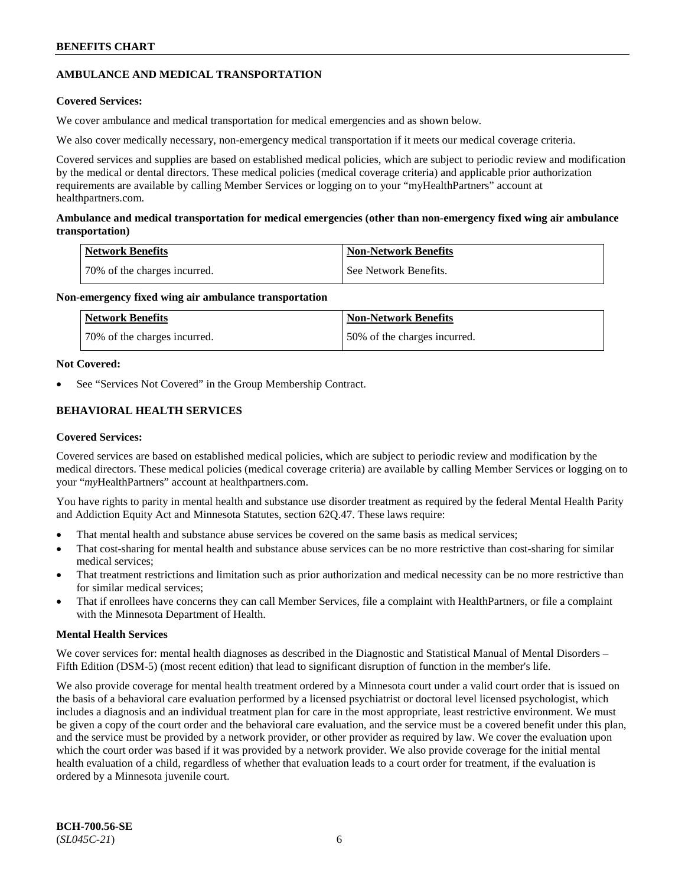## AMBULANCE AND MEDICAL TRANSPORTATION

**Covered Services:**

We cover ambulance and medical transportation for medical emergencies and as shown below.

We also cover medically necessary, non-emergency medical transportation if it meets our medical coverage criteria.

Covered services and supplies are based on established medical policies, which are subject to periodic review and modification by the medical or dental directors. These medical policies (medical coverage criteria) and applicable prior authorization requirements are available by calling Member Services or logging on to your "myHealthPartners" account at healthpartners.com.

**Ambulance and medical transportation for medical emergencies (other than non-emergency fixed wing air ambulance transportation)**

| Network Benefits | Non-Network Benefits |
|---|---|
| 70% of the charges incurred. | See Network Benefits. |

**Non-emergency fixed wing air ambulance transportation**

| Network Benefits | Non-Network Benefits |
|---|---|
| 70% of the charges incurred. | 50% of the charges incurred. |

**Not Covered:**

- See "Services Not Covered" in the Group Membership Contract.

## BEHAVIORAL HEALTH SERVICES

**Covered Services:**

Covered services are based on established medical policies, which are subject to periodic review and modification by the medical directors. These medical policies (medical coverage criteria) are available by calling Member Services or logging on to your "*my*HealthPartners" account at healthpartners.com.

You have rights to parity in mental health and substance use disorder treatment as required by the federal Mental Health Parity and Addiction Equity Act and Minnesota Statutes, section 62Q.47. These laws require:

- That mental health and substance abuse services be covered on the same basis as medical services;
- That cost-sharing for mental health and substance abuse services can be no more restrictive than cost-sharing for similar medical services;
- That treatment restrictions and limitation such as prior authorization and medical necessity can be no more restrictive than for similar medical services;
- That if enrollees have concerns they can call Member Services, file a complaint with HealthPartners, or file a complaint with the Minnesota Department of Health.

**Mental Health Services**

We cover services for: mental health diagnoses as described in the Diagnostic and Statistical Manual of Mental Disorders – Fifth Edition (DSM-5) (most recent edition) that lead to significant disruption of function in the member's life.

We also provide coverage for mental health treatment ordered by a Minnesota court under a valid court order that is issued on the basis of a behavioral care evaluation performed by a licensed psychiatrist or doctoral level licensed psychologist, which includes a diagnosis and an individual treatment plan for care in the most appropriate, least restrictive environment. We must be given a copy of the court order and the behavioral care evaluation, and the service must be a covered benefit under this plan, and the service must be provided by a network provider, or other provider as required by law. We cover the evaluation upon which the court order was based if it was provided by a network provider. We also provide coverage for the initial mental health evaluation of a child, regardless of whether that evaluation leads to a court order for treatment, if the evaluation is ordered by a Minnesota juvenile court.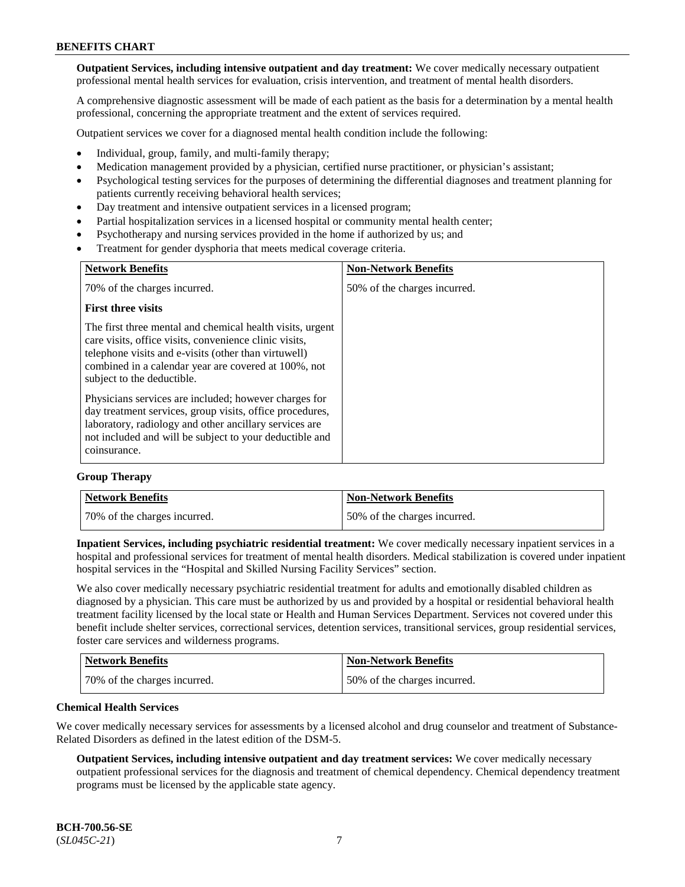**Outpatient Services, including intensive outpatient and day treatment:** We cover medically necessary outpatient professional mental health services for evaluation, crisis intervention, and treatment of mental health disorders.

A comprehensive diagnostic assessment will be made of each patient as the basis for a determination by a mental health professional, concerning the appropriate treatment and the extent of services required.

Outpatient services we cover for a diagnosed mental health condition include the following:

- Individual, group, family, and multi-family therapy;
- Medication management provided by a physician, certified nurse practitioner, or physician's assistant;
- Psychological testing services for the purposes of determining the differential diagnoses and treatment planning for patients currently receiving behavioral health services;
- Day treatment and intensive outpatient services in a licensed program;
- Partial hospitalization services in a licensed hospital or community mental health center;
- Psychotherapy and nursing services provided in the home if authorized by us; and
- Treatment for gender dysphoria that meets medical coverage criteria.

| Network Benefits | Non-Network Benefits |
|---|---|
| 70% of the charges incurred.<br><br>**First three visits**<br><br>The first three mental and chemical health visits, urgent care visits, office visits, convenience clinic visits, telephone visits and e-visits (other than virtuwell) combined in a calendar year are covered at 100%, not subject to the deductible.<br><br>Physicians services are included; however charges for day treatment services, group visits, office procedures, laboratory, radiology and other ancillary services are not included and will be subject to your deductible and coinsurance. | 50% of the charges incurred. |

**Group Therapy**

| Network Benefits | Non-Network Benefits |
|---|---|
| 70% of the charges incurred. | 50% of the charges incurred. |

**Inpatient Services, including psychiatric residential treatment:** We cover medically necessary inpatient services in a hospital and professional services for treatment of mental health disorders. Medical stabilization is covered under inpatient hospital services in the "Hospital and Skilled Nursing Facility Services" section.

We also cover medically necessary psychiatric residential treatment for adults and emotionally disabled children as diagnosed by a physician. This care must be authorized by us and provided by a hospital or residential behavioral health treatment facility licensed by the local state or Health and Human Services Department. Services not covered under this benefit include shelter services, correctional services, detention services, transitional services, group residential services, foster care services and wilderness programs.

| Network Benefits | Non-Network Benefits |
|---|---|
| 70% of the charges incurred. | 50% of the charges incurred. |

**Chemical Health Services**

We cover medically necessary services for assessments by a licensed alcohol and drug counselor and treatment of Substance-Related Disorders as defined in the latest edition of the DSM-5.

**Outpatient Services, including intensive outpatient and day treatment services:** We cover medically necessary outpatient professional services for the diagnosis and treatment of chemical dependency. Chemical dependency treatment programs must be licensed by the applicable state agency.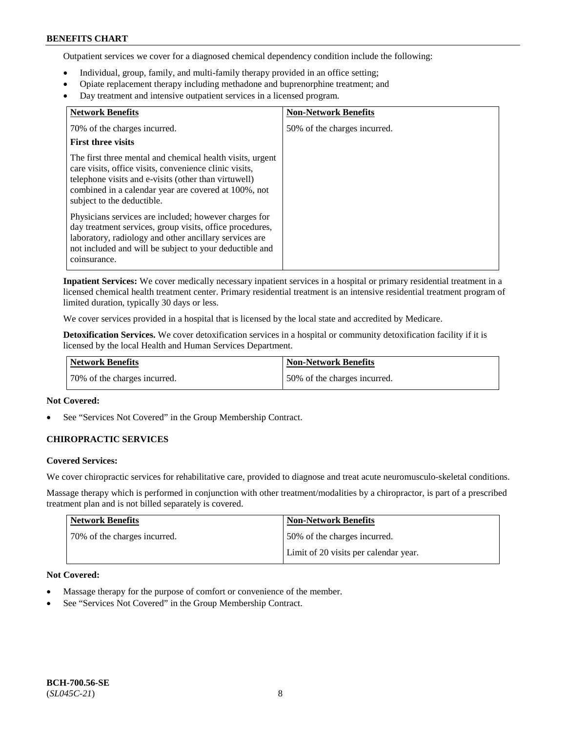Outpatient services we cover for a diagnosed chemical dependency condition include the following:

- Individual, group, family, and multi-family therapy provided in an office setting;
- Opiate replacement therapy including methadone and buprenorphine treatment; and
- Day treatment and intensive outpatient services in a licensed program.

| Network Benefits | Non-Network Benefits |
|---|---|
| 70% of the charges incurred.<br>**First three visits**<br>The first three mental and chemical health visits, urgent care visits, office visits, convenience clinic visits, telephone visits and e-visits (other than virtuwell) combined in a calendar year are covered at 100%, not subject to the deductible.<br>Physicians services are included; however charges for day treatment services, group visits, office procedures, laboratory, radiology and other ancillary services are not included and will be subject to your deductible and coinsurance. | 50% of the charges incurred. |

**Inpatient Services:** We cover medically necessary inpatient services in a hospital or primary residential treatment in a licensed chemical health treatment center. Primary residential treatment is an intensive residential treatment program of limited duration, typically 30 days or less.

We cover services provided in a hospital that is licensed by the local state and accredited by Medicare.

**Detoxification Services.** We cover detoxification services in a hospital or community detoxification facility if it is licensed by the local Health and Human Services Department.

| Network Benefits | Non-Network Benefits |
|---|---|
| 70% of the charges incurred. | 50% of the charges incurred. |

**Not Covered:**

- See "Services Not Covered" in the Group Membership Contract.

### CHIROPRACTIC SERVICES

**Covered Services:**

We cover chiropractic services for rehabilitative care, provided to diagnose and treat acute neuromusculo-skeletal conditions.

Massage therapy which is performed in conjunction with other treatment/modalities by a chiropractor, is part of a prescribed treatment plan and is not billed separately is covered.

| Network Benefits | Non-Network Benefits |
|---|---|
| 70% of the charges incurred. | 50% of the charges incurred.<br>Limit of 20 visits per calendar year. |

**Not Covered:**

- Massage therapy for the purpose of comfort or convenience of the member.
- See "Services Not Covered" in the Group Membership Contract.

BCH-700.56-SE
(*SL045C-21*)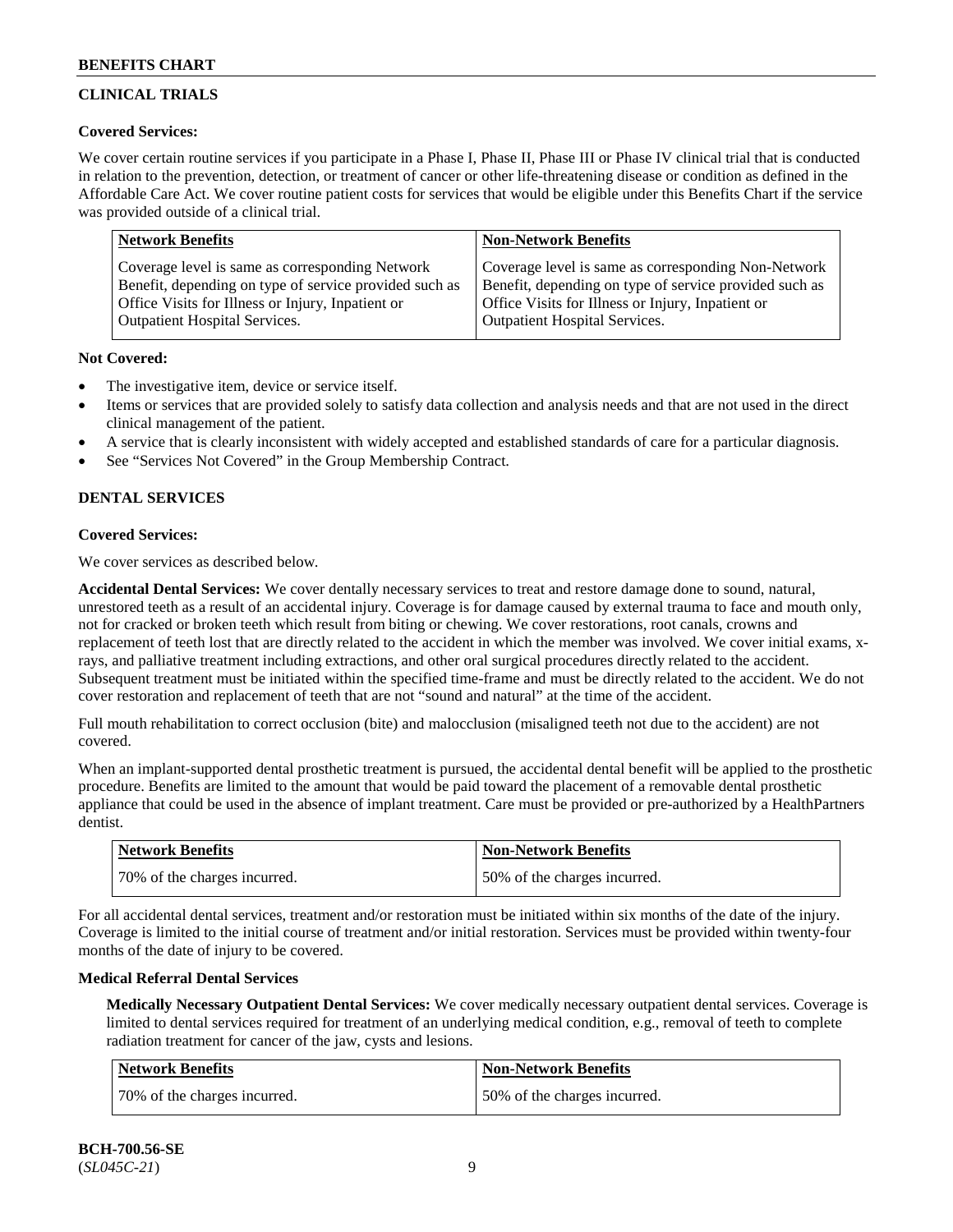## CLINICAL TRIALS

**Covered Services:**

We cover certain routine services if you participate in a Phase I, Phase II, Phase III or Phase IV clinical trial that is conducted in relation to the prevention, detection, or treatment of cancer or other life-threatening disease or condition as defined in the Affordable Care Act. We cover routine patient costs for services that would be eligible under this Benefits Chart if the service was provided outside of a clinical trial.

| Network Benefits | Non-Network Benefits |
|---|---|
| Coverage level is same as corresponding Network Benefit, depending on type of service provided such as Office Visits for Illness or Injury, Inpatient or Outpatient Hospital Services. | Coverage level is same as corresponding Non-Network Benefit, depending on type of service provided such as Office Visits for Illness or Injury, Inpatient or Outpatient Hospital Services. |

**Not Covered:**

- The investigative item, device or service itself.
- Items or services that are provided solely to satisfy data collection and analysis needs and that are not used in the direct clinical management of the patient.
- A service that is clearly inconsistent with widely accepted and established standards of care for a particular diagnosis.
- See "Services Not Covered" in the Group Membership Contract.

## DENTAL SERVICES

**Covered Services:**

We cover services as described below.

**Accidental Dental Services:** We cover dentally necessary services to treat and restore damage done to sound, natural, unrestored teeth as a result of an accidental injury. Coverage is for damage caused by external trauma to face and mouth only, not for cracked or broken teeth which result from biting or chewing. We cover restorations, root canals, crowns and replacement of teeth lost that are directly related to the accident in which the member was involved. We cover initial exams, x-rays, and palliative treatment including extractions, and other oral surgical procedures directly related to the accident. Subsequent treatment must be initiated within the specified time-frame and must be directly related to the accident. We do not cover restoration and replacement of teeth that are not "sound and natural" at the time of the accident.

Full mouth rehabilitation to correct occlusion (bite) and malocclusion (misaligned teeth not due to the accident) are not covered.

When an implant-supported dental prosthetic treatment is pursued, the accidental dental benefit will be applied to the prosthetic procedure. Benefits are limited to the amount that would be paid toward the placement of a removable dental prosthetic appliance that could be used in the absence of implant treatment. Care must be provided or pre-authorized by a HealthPartners dentist.

| Network Benefits | Non-Network Benefits |
|---|---|
| 70% of the charges incurred. | 50% of the charges incurred. |

For all accidental dental services, treatment and/or restoration must be initiated within six months of the date of the injury. Coverage is limited to the initial course of treatment and/or initial restoration. Services must be provided within twenty-four months of the date of injury to be covered.

**Medical Referral Dental Services**

**Medically Necessary Outpatient Dental Services:** We cover medically necessary outpatient dental services. Coverage is limited to dental services required for treatment of an underlying medical condition, e.g., removal of teeth to complete radiation treatment for cancer of the jaw, cysts and lesions.

| Network Benefits | Non-Network Benefits |
|---|---|
| 70% of the charges incurred. | 50% of the charges incurred. |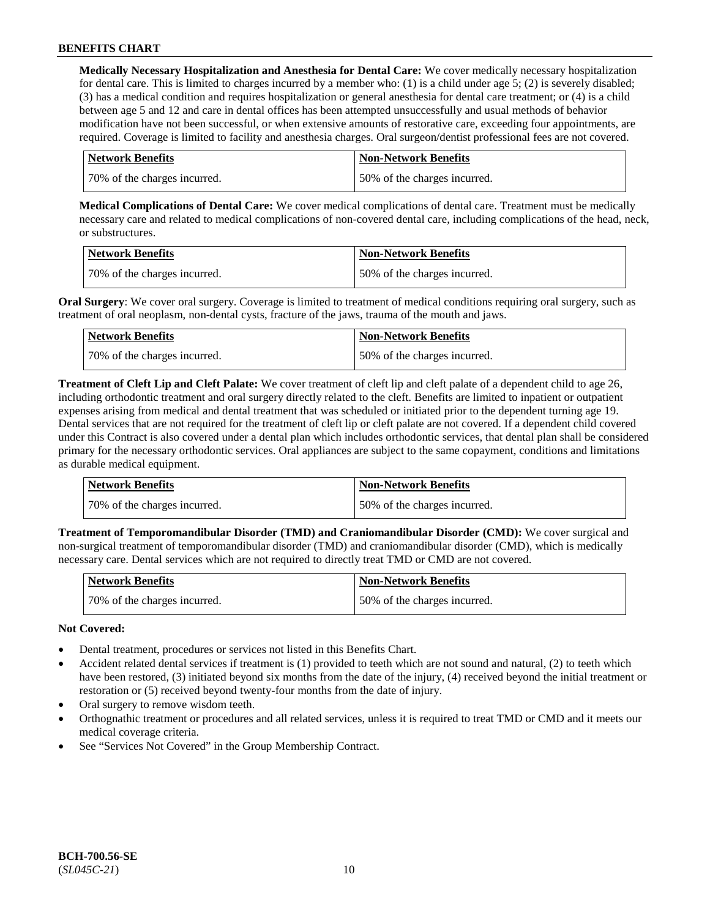**Medically Necessary Hospitalization and Anesthesia for Dental Care:** We cover medically necessary hospitalization for dental care. This is limited to charges incurred by a member who: (1) is a child under age 5; (2) is severely disabled; (3) has a medical condition and requires hospitalization or general anesthesia for dental care treatment; or (4) is a child between age 5 and 12 and care in dental offices has been attempted unsuccessfully and usual methods of behavior modification have not been successful, or when extensive amounts of restorative care, exceeding four appointments, are required. Coverage is limited to facility and anesthesia charges. Oral surgeon/dentist professional fees are not covered.

| Network Benefits | Non-Network Benefits |
| --- | --- |
| 70% of the charges incurred. | 50% of the charges incurred. |

**Medical Complications of Dental Care:** We cover medical complications of dental care. Treatment must be medically necessary care and related to medical complications of non-covered dental care, including complications of the head, neck, or substructures.

| Network Benefits | Non-Network Benefits |
| --- | --- |
| 70% of the charges incurred. | 50% of the charges incurred. |

**Oral Surgery**: We cover oral surgery. Coverage is limited to treatment of medical conditions requiring oral surgery, such as treatment of oral neoplasm, non-dental cysts, fracture of the jaws, trauma of the mouth and jaws.

| Network Benefits | Non-Network Benefits |
| --- | --- |
| 70% of the charges incurred. | 50% of the charges incurred. |

**Treatment of Cleft Lip and Cleft Palate:** We cover treatment of cleft lip and cleft palate of a dependent child to age 26, including orthodontic treatment and oral surgery directly related to the cleft. Benefits are limited to inpatient or outpatient expenses arising from medical and dental treatment that was scheduled or initiated prior to the dependent turning age 19. Dental services that are not required for the treatment of cleft lip or cleft palate are not covered. If a dependent child covered under this Contract is also covered under a dental plan which includes orthodontic services, that dental plan shall be considered primary for the necessary orthodontic services. Oral appliances are subject to the same copayment, conditions and limitations as durable medical equipment.

| Network Benefits | Non-Network Benefits |
| --- | --- |
| 70% of the charges incurred. | 50% of the charges incurred. |

**Treatment of Temporomandibular Disorder (TMD) and Craniomandibular Disorder (CMD):** We cover surgical and non-surgical treatment of temporomandibular disorder (TMD) and craniomandibular disorder (CMD), which is medically necessary care. Dental services which are not required to directly treat TMD or CMD are not covered.

| Network Benefits | Non-Network Benefits |
| --- | --- |
| 70% of the charges incurred. | 50% of the charges incurred. |

**Not Covered:**

- Dental treatment, procedures or services not listed in this Benefits Chart.
- Accident related dental services if treatment is (1) provided to teeth which are not sound and natural, (2) to teeth which have been restored, (3) initiated beyond six months from the date of the injury, (4) received beyond the initial treatment or restoration or (5) received beyond twenty-four months from the date of injury.
- Oral surgery to remove wisdom teeth.
- Orthognathic treatment or procedures and all related services, unless it is required to treat TMD or CMD and it meets our medical coverage criteria.
- See "Services Not Covered" in the Group Membership Contract.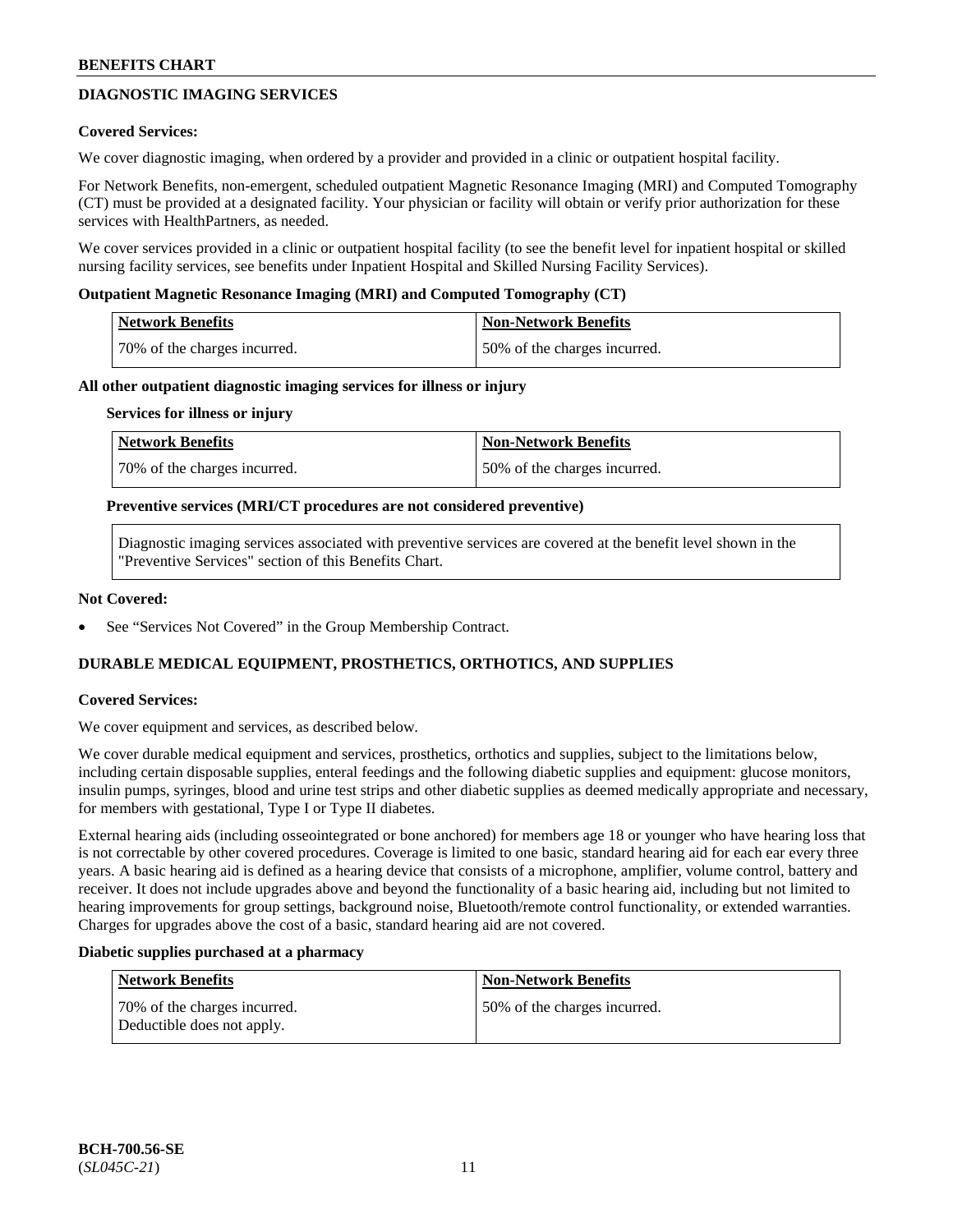## DIAGNOSTIC IMAGING SERVICES

**Covered Services:**

We cover diagnostic imaging, when ordered by a provider and provided in a clinic or outpatient hospital facility.

For Network Benefits, non-emergent, scheduled outpatient Magnetic Resonance Imaging (MRI) and Computed Tomography (CT) must be provided at a designated facility. Your physician or facility will obtain or verify prior authorization for these services with HealthPartners, as needed.

We cover services provided in a clinic or outpatient hospital facility (to see the benefit level for inpatient hospital or skilled nursing facility services, see benefits under Inpatient Hospital and Skilled Nursing Facility Services).

**Outpatient Magnetic Resonance Imaging (MRI) and Computed Tomography (CT)**

| Network Benefits | Non-Network Benefits |
|---|---|
| 70% of the charges incurred. | 50% of the charges incurred. |

**All other outpatient diagnostic imaging services for illness or injury**

**Services for illness or injury**

| Network Benefits | Non-Network Benefits |
|---|---|
| 70% of the charges incurred. | 50% of the charges incurred. |

**Preventive services (MRI/CT procedures are not considered preventive)**

| Diagnostic imaging services associated with preventive services are covered at the benefit level shown in the "Preventive Services" section of this Benefits Chart. |
|---|

**Not Covered:**

- See "Services Not Covered" in the Group Membership Contract.

## DURABLE MEDICAL EQUIPMENT, PROSTHETICS, ORTHOTICS, AND SUPPLIES

**Covered Services:**

We cover equipment and services, as described below.

We cover durable medical equipment and services, prosthetics, orthotics and supplies, subject to the limitations below, including certain disposable supplies, enteral feedings and the following diabetic supplies and equipment: glucose monitors, insulin pumps, syringes, blood and urine test strips and other diabetic supplies as deemed medically appropriate and necessary, for members with gestational, Type I or Type II diabetes.

External hearing aids (including osseointegrated or bone anchored) for members age 18 or younger who have hearing loss that is not correctable by other covered procedures. Coverage is limited to one basic, standard hearing aid for each ear every three years. A basic hearing aid is defined as a hearing device that consists of a microphone, amplifier, volume control, battery and receiver. It does not include upgrades above and beyond the functionality of a basic hearing aid, including but not limited to hearing improvements for group settings, background noise, Bluetooth/remote control functionality, or extended warranties. Charges for upgrades above the cost of a basic, standard hearing aid are not covered.

**Diabetic supplies purchased at a pharmacy**

| Network Benefits | Non-Network Benefits |
|---|---|
| 70% of the charges incurred. Deductible does not apply. | 50% of the charges incurred. |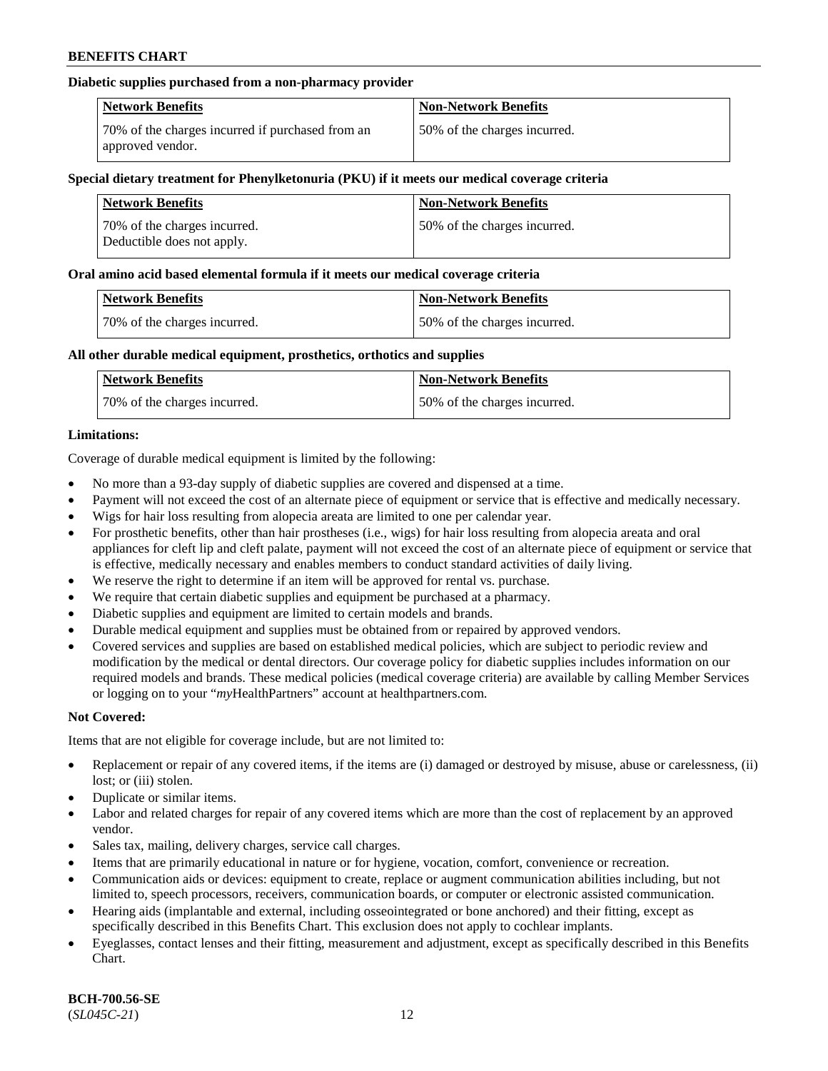**Diabetic supplies purchased from a non-pharmacy provider**

| Network Benefits | Non-Network Benefits |
| --- | --- |
| 70% of the charges incurred if purchased from an approved vendor. | 50% of the charges incurred. |

**Special dietary treatment for Phenylketonuria (PKU) if it meets our medical coverage criteria**

| Network Benefits | Non-Network Benefits |
| --- | --- |
| 70% of the charges incurred. Deductible does not apply. | 50% of the charges incurred. |

**Oral amino acid based elemental formula if it meets our medical coverage criteria**

| Network Benefits | Non-Network Benefits |
| --- | --- |
| 70% of the charges incurred. | 50% of the charges incurred. |

**All other durable medical equipment, prosthetics, orthotics and supplies**

| Network Benefits | Non-Network Benefits |
| --- | --- |
| 70% of the charges incurred. | 50% of the charges incurred. |

**Limitations:**

Coverage of durable medical equipment is limited by the following:

- No more than a 93-day supply of diabetic supplies are covered and dispensed at a time.
- Payment will not exceed the cost of an alternate piece of equipment or service that is effective and medically necessary.
- Wigs for hair loss resulting from alopecia areata are limited to one per calendar year.
- For prosthetic benefits, other than hair prostheses (i.e., wigs) for hair loss resulting from alopecia areata and oral appliances for cleft lip and cleft palate, payment will not exceed the cost of an alternate piece of equipment or service that is effective, medically necessary and enables members to conduct standard activities of daily living.
- We reserve the right to determine if an item will be approved for rental vs. purchase.
- We require that certain diabetic supplies and equipment be purchased at a pharmacy.
- Diabetic supplies and equipment are limited to certain models and brands.
- Durable medical equipment and supplies must be obtained from or repaired by approved vendors.
- Covered services and supplies are based on established medical policies, which are subject to periodic review and modification by the medical or dental directors. Our coverage policy for diabetic supplies includes information on our required models and brands. These medical policies (medical coverage criteria) are available by calling Member Services or logging on to your "*my*HealthPartners" account at healthpartners.com.

**Not Covered:**

Items that are not eligible for coverage include, but are not limited to:

- Replacement or repair of any covered items, if the items are (i) damaged or destroyed by misuse, abuse or carelessness, (ii) lost; or (iii) stolen.
- Duplicate or similar items.
- Labor and related charges for repair of any covered items which are more than the cost of replacement by an approved vendor.
- Sales tax, mailing, delivery charges, service call charges.
- Items that are primarily educational in nature or for hygiene, vocation, comfort, convenience or recreation.
- Communication aids or devices: equipment to create, replace or augment communication abilities including, but not limited to, speech processors, receivers, communication boards, or computer or electronic assisted communication.
- Hearing aids (implantable and external, including osseointegrated or bone anchored) and their fitting, except as specifically described in this Benefits Chart. This exclusion does not apply to cochlear implants.
- Eyeglasses, contact lenses and their fitting, measurement and adjustment, except as specifically described in this Benefits Chart.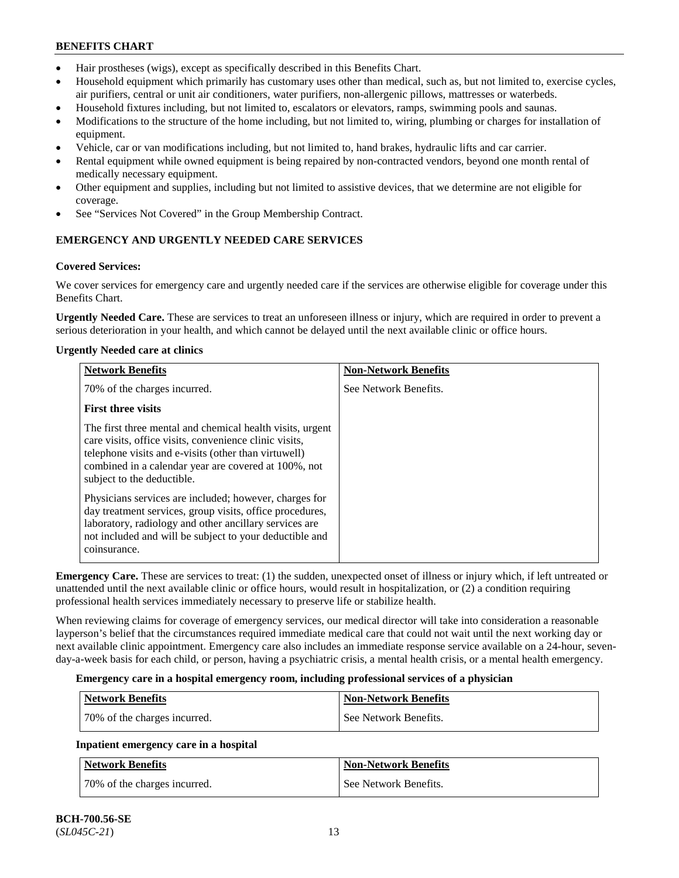- Hair prostheses (wigs), except as specifically described in this Benefits Chart.
- Household equipment which primarily has customary uses other than medical, such as, but not limited to, exercise cycles, air purifiers, central or unit air conditioners, water purifiers, non-allergenic pillows, mattresses or waterbeds.
- Household fixtures including, but not limited to, escalators or elevators, ramps, swimming pools and saunas.
- Modifications to the structure of the home including, but not limited to, wiring, plumbing or charges for installation of equipment.
- Vehicle, car or van modifications including, but not limited to, hand brakes, hydraulic lifts and car carrier.
- Rental equipment while owned equipment is being repaired by non-contracted vendors, beyond one month rental of medically necessary equipment.
- Other equipment and supplies, including but not limited to assistive devices, that we determine are not eligible for coverage.
- See "Services Not Covered" in the Group Membership Contract.

## EMERGENCY AND URGENTLY NEEDED CARE SERVICES

**Covered Services:**

We cover services for emergency care and urgently needed care if the services are otherwise eligible for coverage under this Benefits Chart.

**Urgently Needed Care.** These are services to treat an unforeseen illness or injury, which are required in order to prevent a serious deterioration in your health, and which cannot be delayed until the next available clinic or office hours.

**Urgently Needed care at clinics**

| Network Benefits | Non-Network Benefits |
|---|---|
| 70% of the charges incurred.<br><br>**First three visits**<br><br>The first three mental and chemical health visits, urgent care visits, office visits, convenience clinic visits, telephone visits and e-visits (other than virtuwell) combined in a calendar year are covered at 100%, not subject to the deductible.<br><br>Physicians services are included; however, charges for day treatment services, group visits, office procedures, laboratory, radiology and other ancillary services are not included and will be subject to your deductible and coinsurance. | See Network Benefits. |

**Emergency Care.** These are services to treat: (1) the sudden, unexpected onset of illness or injury which, if left untreated or unattended until the next available clinic or office hours, would result in hospitalization, or (2) a condition requiring professional health services immediately necessary to preserve life or stabilize health.

When reviewing claims for coverage of emergency services, our medical director will take into consideration a reasonable layperson's belief that the circumstances required immediate medical care that could not wait until the next working day or next available clinic appointment. Emergency care also includes an immediate response service available on a 24-hour, seven-day-a-week basis for each child, or person, having a psychiatric crisis, a mental health crisis, or a mental health emergency.

**Emergency care in a hospital emergency room, including professional services of a physician**

| Network Benefits | Non-Network Benefits |
|---|---|
| 70% of the charges incurred. | See Network Benefits. |

**Inpatient emergency care in a hospital**

| Network Benefits | Non-Network Benefits |
|---|---|
| 70% of the charges incurred. | See Network Benefits. |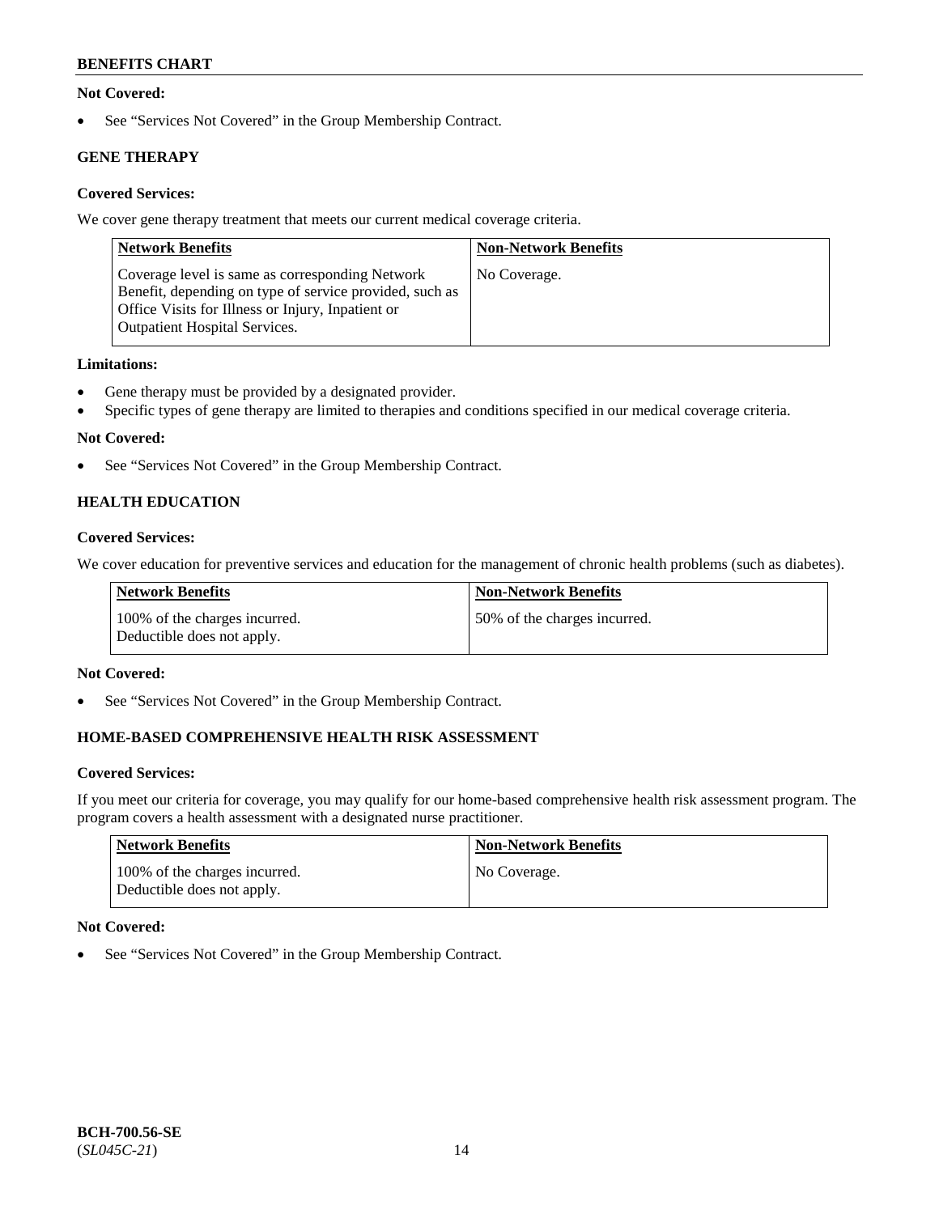**Not Covered:**

- See "Services Not Covered" in the Group Membership Contract.

**GENE THERAPY**

**Covered Services:**

We cover gene therapy treatment that meets our current medical coverage criteria.

| Network Benefits | Non-Network Benefits |
| --- | --- |
| Coverage level is same as corresponding Network Benefit, depending on type of service provided, such as Office Visits for Illness or Injury, Inpatient or Outpatient Hospital Services. | No Coverage. |

**Limitations:**

- Gene therapy must be provided by a designated provider.
- Specific types of gene therapy are limited to therapies and conditions specified in our medical coverage criteria.

**Not Covered:**

- See "Services Not Covered" in the Group Membership Contract.

**HEALTH EDUCATION**

**Covered Services:**

We cover education for preventive services and education for the management of chronic health problems (such as diabetes).

| Network Benefits | Non-Network Benefits |
| --- | --- |
| 100% of the charges incurred. Deductible does not apply. | 50% of the charges incurred. |

**Not Covered:**

- See "Services Not Covered" in the Group Membership Contract.

**HOME-BASED COMPREHENSIVE HEALTH RISK ASSESSMENT**

**Covered Services:**

If you meet our criteria for coverage, you may qualify for our home-based comprehensive health risk assessment program. The program covers a health assessment with a designated nurse practitioner.

| Network Benefits | Non-Network Benefits |
| --- | --- |
| 100% of the charges incurred. Deductible does not apply. | No Coverage. |

**Not Covered:**

- See "Services Not Covered" in the Group Membership Contract.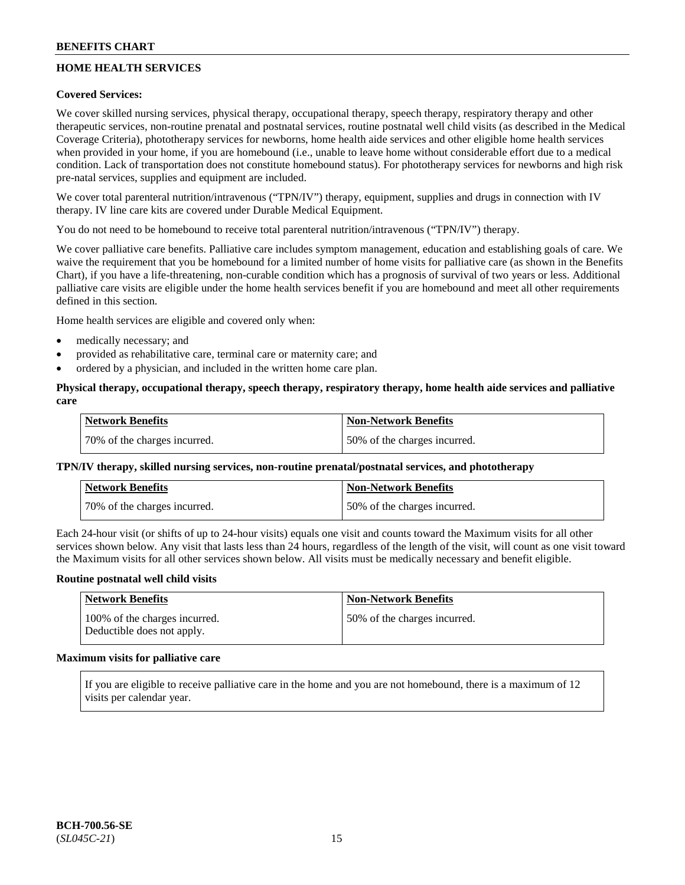## HOME HEALTH SERVICES

**Covered Services:**

We cover skilled nursing services, physical therapy, occupational therapy, speech therapy, respiratory therapy and other therapeutic services, non-routine prenatal and postnatal services, routine postnatal well child visits (as described in the Medical Coverage Criteria), phototherapy services for newborns, home health aide services and other eligible home health services when provided in your home, if you are homebound (i.e., unable to leave home without considerable effort due to a medical condition. Lack of transportation does not constitute homebound status). For phototherapy services for newborns and high risk pre-natal services, supplies and equipment are included.

We cover total parenteral nutrition/intravenous ("TPN/IV") therapy, equipment, supplies and drugs in connection with IV therapy. IV line care kits are covered under Durable Medical Equipment.

You do not need to be homebound to receive total parenteral nutrition/intravenous ("TPN/IV") therapy.

We cover palliative care benefits. Palliative care includes symptom management, education and establishing goals of care. We waive the requirement that you be homebound for a limited number of home visits for palliative care (as shown in the Benefits Chart), if you have a life-threatening, non-curable condition which has a prognosis of survival of two years or less. Additional palliative care visits are eligible under the home health services benefit if you are homebound and meet all other requirements defined in this section.

Home health services are eligible and covered only when:

- medically necessary; and
- provided as rehabilitative care, terminal care or maternity care; and
- ordered by a physician, and included in the written home care plan.

**Physical therapy, occupational therapy, speech therapy, respiratory therapy, home health aide services and palliative care**

| Network Benefits | Non-Network Benefits |
|---|---|
| 70% of the charges incurred. | 50% of the charges incurred. |

**TPN/IV therapy, skilled nursing services, non-routine prenatal/postnatal services, and phototherapy**

| Network Benefits | Non-Network Benefits |
|---|---|
| 70% of the charges incurred. | 50% of the charges incurred. |

Each 24-hour visit (or shifts of up to 24-hour visits) equals one visit and counts toward the Maximum visits for all other services shown below. Any visit that lasts less than 24 hours, regardless of the length of the visit, will count as one visit toward the Maximum visits for all other services shown below. All visits must be medically necessary and benefit eligible.

**Routine postnatal well child visits**

| Network Benefits | Non-Network Benefits |
|---|---|
| 100% of the charges incurred. Deductible does not apply. | 50% of the charges incurred. |

**Maximum visits for palliative care**

| |
|---|
| If you are eligible to receive palliative care in the home and you are not homebound, there is a maximum of 12 visits per calendar year. |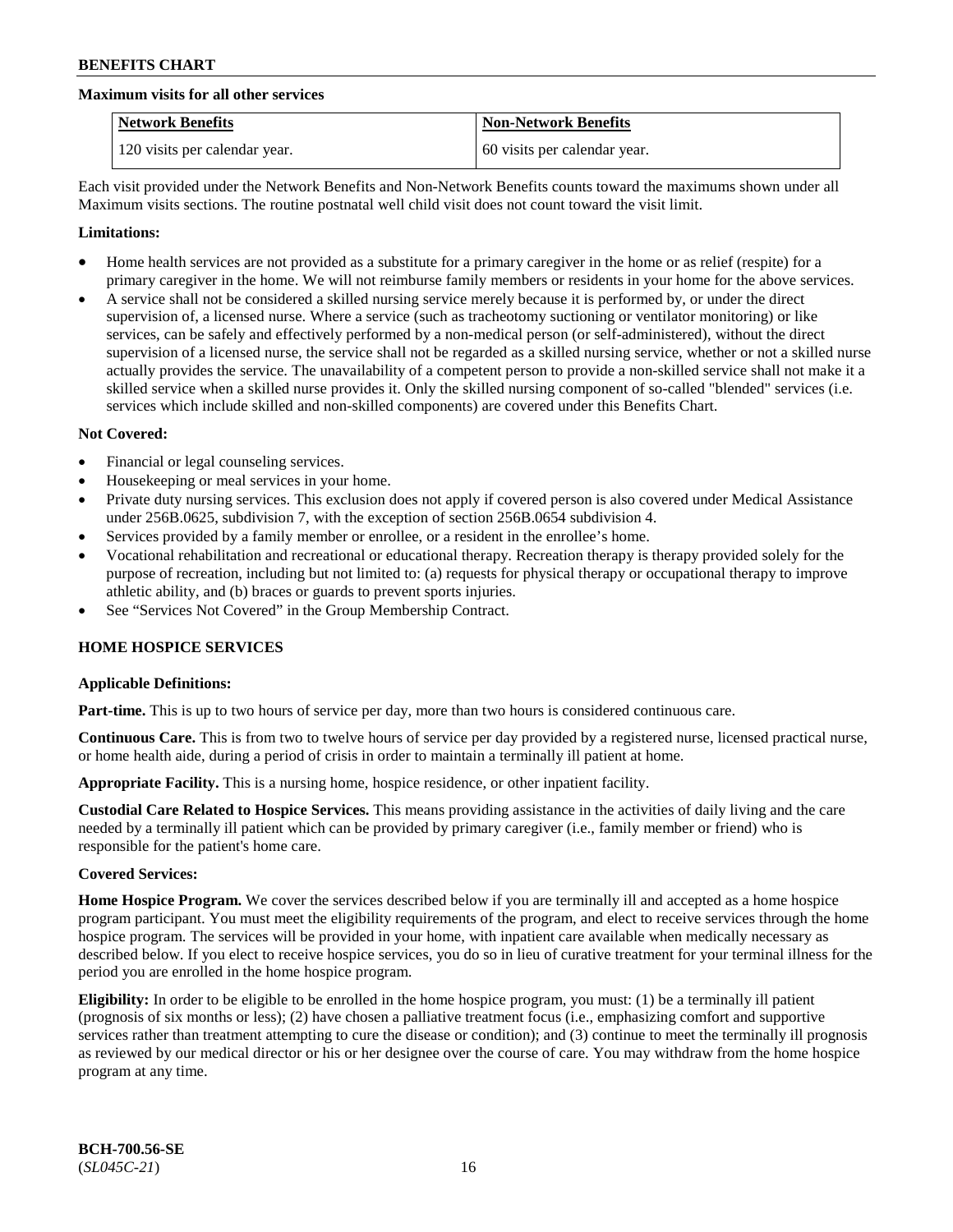**Maximum visits for all other services**

| Network Benefits | Non-Network Benefits |
| --- | --- |
| 120 visits per calendar year. | 60 visits per calendar year. |

Each visit provided under the Network Benefits and Non-Network Benefits counts toward the maximums shown under all Maximum visits sections. The routine postnatal well child visit does not count toward the visit limit.

**Limitations:**

- Home health services are not provided as a substitute for a primary caregiver in the home or as relief (respite) for a primary caregiver in the home. We will not reimburse family members or residents in your home for the above services.
- A service shall not be considered a skilled nursing service merely because it is performed by, or under the direct supervision of, a licensed nurse. Where a service (such as tracheotomy suctioning or ventilator monitoring) or like services, can be safely and effectively performed by a non-medical person (or self-administered), without the direct supervision of a licensed nurse, the service shall not be regarded as a skilled nursing service, whether or not a skilled nurse actually provides the service. The unavailability of a competent person to provide a non-skilled service shall not make it a skilled service when a skilled nurse provides it. Only the skilled nursing component of so-called "blended" services (i.e. services which include skilled and non-skilled components) are covered under this Benefits Chart.

**Not Covered:**

- Financial or legal counseling services.
- Housekeeping or meal services in your home.
- Private duty nursing services. This exclusion does not apply if covered person is also covered under Medical Assistance under 256B.0625, subdivision 7, with the exception of section 256B.0654 subdivision 4.
- Services provided by a family member or enrollee, or a resident in the enrollee's home.
- Vocational rehabilitation and recreational or educational therapy. Recreation therapy is therapy provided solely for the purpose of recreation, including but not limited to: (a) requests for physical therapy or occupational therapy to improve athletic ability, and (b) braces or guards to prevent sports injuries.
- See "Services Not Covered" in the Group Membership Contract.

**HOME HOSPICE SERVICES**

**Applicable Definitions:**

**Part-time.** This is up to two hours of service per day, more than two hours is considered continuous care.

**Continuous Care.** This is from two to twelve hours of service per day provided by a registered nurse, licensed practical nurse, or home health aide, during a period of crisis in order to maintain a terminally ill patient at home.

**Appropriate Facility.** This is a nursing home, hospice residence, or other inpatient facility.

**Custodial Care Related to Hospice Services.** This means providing assistance in the activities of daily living and the care needed by a terminally ill patient which can be provided by primary caregiver (i.e., family member or friend) who is responsible for the patient's home care.

**Covered Services:**

**Home Hospice Program.** We cover the services described below if you are terminally ill and accepted as a home hospice program participant. You must meet the eligibility requirements of the program, and elect to receive services through the home hospice program. The services will be provided in your home, with inpatient care available when medically necessary as described below. If you elect to receive hospice services, you do so in lieu of curative treatment for your terminal illness for the period you are enrolled in the home hospice program.

**Eligibility:** In order to be eligible to be enrolled in the home hospice program, you must: (1) be a terminally ill patient (prognosis of six months or less); (2) have chosen a palliative treatment focus (i.e., emphasizing comfort and supportive services rather than treatment attempting to cure the disease or condition); and (3) continue to meet the terminally ill prognosis as reviewed by our medical director or his or her designee over the course of care. You may withdraw from the home hospice program at any time.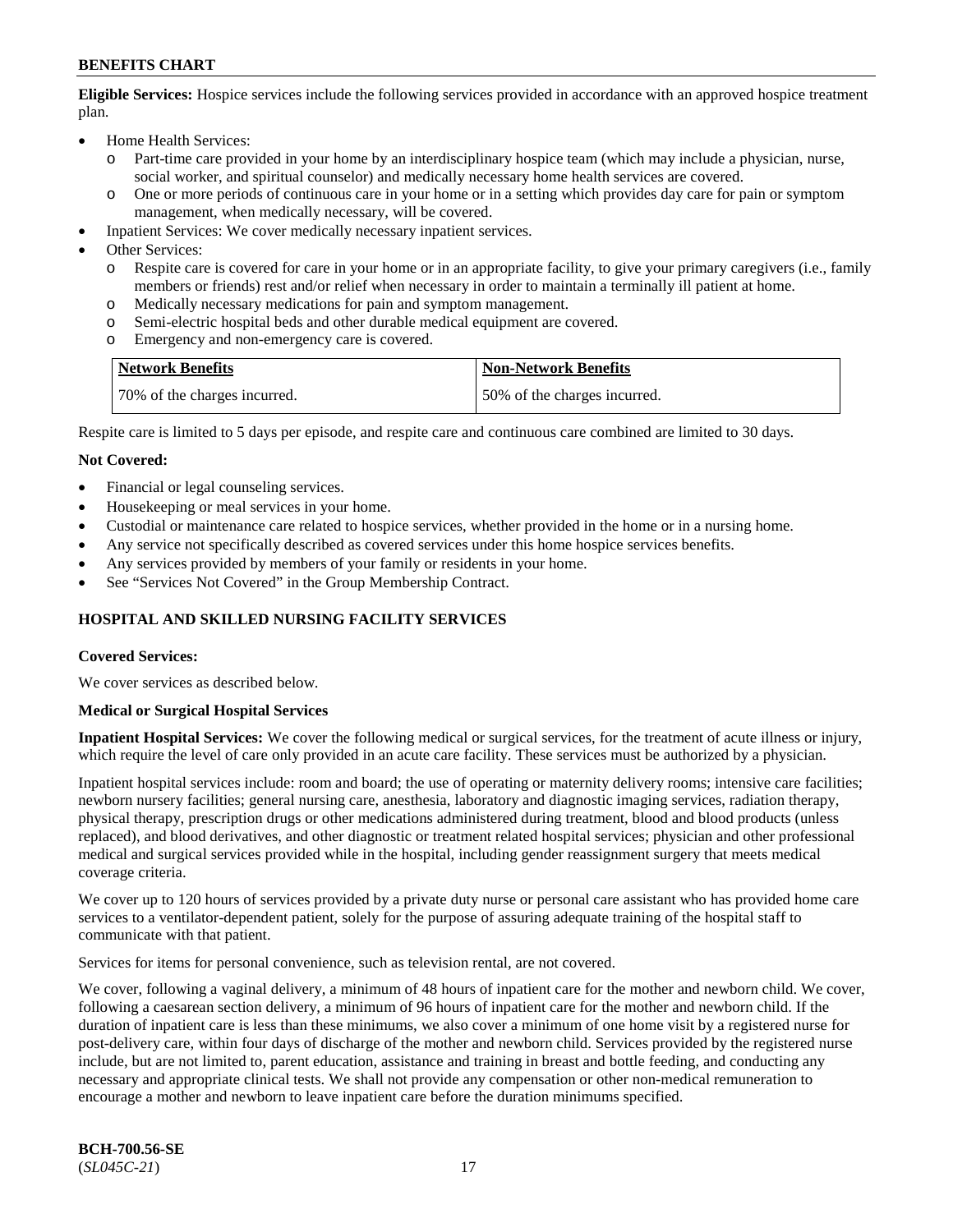**Eligible Services:** Hospice services include the following services provided in accordance with an approved hospice treatment plan.

- Home Health Services:
  - Part-time care provided in your home by an interdisciplinary hospice team (which may include a physician, nurse, social worker, and spiritual counselor) and medically necessary home health services are covered.
  - One or more periods of continuous care in your home or in a setting which provides day care for pain or symptom management, when medically necessary, will be covered.
- Inpatient Services: We cover medically necessary inpatient services.
- Other Services:
  - Respite care is covered for care in your home or in an appropriate facility, to give your primary caregivers (i.e., family members or friends) rest and/or relief when necessary in order to maintain a terminally ill patient at home.
  - Medically necessary medications for pain and symptom management.
  - Semi-electric hospital beds and other durable medical equipment are covered.
  - Emergency and non-emergency care is covered.

| Network Benefits | Non-Network Benefits |
|---|---|
| 70% of the charges incurred. | 50% of the charges incurred. |

Respite care is limited to 5 days per episode, and respite care and continuous care combined are limited to 30 days.

**Not Covered:**

- Financial or legal counseling services.
- Housekeeping or meal services in your home.
- Custodial or maintenance care related to hospice services, whether provided in the home or in a nursing home.
- Any service not specifically described as covered services under this home hospice services benefits.
- Any services provided by members of your family or residents in your home.
- See "Services Not Covered" in the Group Membership Contract.

## HOSPITAL AND SKILLED NURSING FACILITY SERVICES

**Covered Services:**

We cover services as described below.

**Medical or Surgical Hospital Services**

**Inpatient Hospital Services:** We cover the following medical or surgical services, for the treatment of acute illness or injury, which require the level of care only provided in an acute care facility. These services must be authorized by a physician.

Inpatient hospital services include: room and board; the use of operating or maternity delivery rooms; intensive care facilities; newborn nursery facilities; general nursing care, anesthesia, laboratory and diagnostic imaging services, radiation therapy, physical therapy, prescription drugs or other medications administered during treatment, blood and blood products (unless replaced), and blood derivatives, and other diagnostic or treatment related hospital services; physician and other professional medical and surgical services provided while in the hospital, including gender reassignment surgery that meets medical coverage criteria.

We cover up to 120 hours of services provided by a private duty nurse or personal care assistant who has provided home care services to a ventilator-dependent patient, solely for the purpose of assuring adequate training of the hospital staff to communicate with that patient.

Services for items for personal convenience, such as television rental, are not covered.

We cover, following a vaginal delivery, a minimum of 48 hours of inpatient care for the mother and newborn child. We cover, following a caesarean section delivery, a minimum of 96 hours of inpatient care for the mother and newborn child. If the duration of inpatient care is less than these minimums, we also cover a minimum of one home visit by a registered nurse for post-delivery care, within four days of discharge of the mother and newborn child. Services provided by the registered nurse include, but are not limited to, parent education, assistance and training in breast and bottle feeding, and conducting any necessary and appropriate clinical tests. We shall not provide any compensation or other non-medical remuneration to encourage a mother and newborn to leave inpatient care before the duration minimums specified.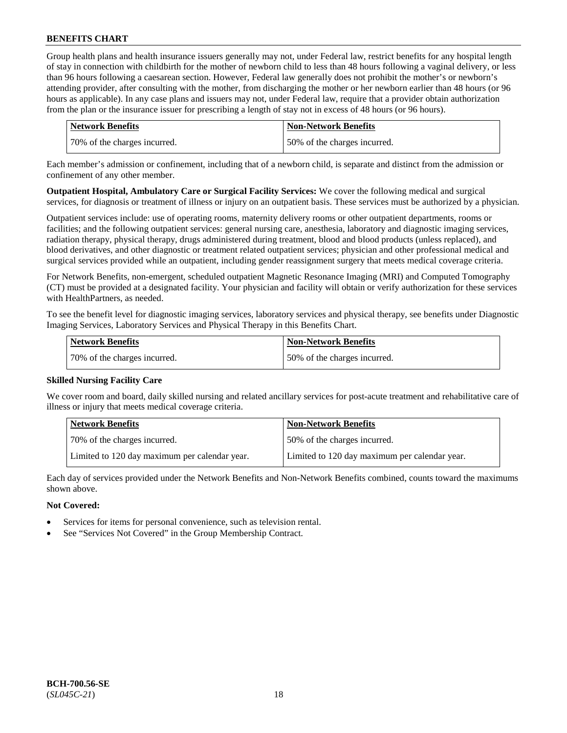Group health plans and health insurance issuers generally may not, under Federal law, restrict benefits for any hospital length of stay in connection with childbirth for the mother of newborn child to less than 48 hours following a vaginal delivery, or less than 96 hours following a caesarean section. However, Federal law generally does not prohibit the mother's or newborn's attending provider, after consulting with the mother, from discharging the mother or her newborn earlier than 48 hours (or 96 hours as applicable). In any case plans and issuers may not, under Federal law, require that a provider obtain authorization from the plan or the insurance issuer for prescribing a length of stay not in excess of 48 hours (or 96 hours).

| Network Benefits | Non-Network Benefits |
| --- | --- |
| 70% of the charges incurred. | 50% of the charges incurred. |

Each member's admission or confinement, including that of a newborn child, is separate and distinct from the admission or confinement of any other member.

**Outpatient Hospital, Ambulatory Care or Surgical Facility Services:** We cover the following medical and surgical services, for diagnosis or treatment of illness or injury on an outpatient basis. These services must be authorized by a physician.

Outpatient services include: use of operating rooms, maternity delivery rooms or other outpatient departments, rooms or facilities; and the following outpatient services: general nursing care, anesthesia, laboratory and diagnostic imaging services, radiation therapy, physical therapy, drugs administered during treatment, blood and blood products (unless replaced), and blood derivatives, and other diagnostic or treatment related outpatient services; physician and other professional medical and surgical services provided while an outpatient, including gender reassignment surgery that meets medical coverage criteria.

For Network Benefits, non-emergent, scheduled outpatient Magnetic Resonance Imaging (MRI) and Computed Tomography (CT) must be provided at a designated facility. Your physician and facility will obtain or verify authorization for these services with HealthPartners, as needed.

To see the benefit level for diagnostic imaging services, laboratory services and physical therapy, see benefits under Diagnostic Imaging Services, Laboratory Services and Physical Therapy in this Benefits Chart.

| Network Benefits | Non-Network Benefits |
| --- | --- |
| 70% of the charges incurred. | 50% of the charges incurred. |

### Skilled Nursing Facility Care

We cover room and board, daily skilled nursing and related ancillary services for post-acute treatment and rehabilitative care of illness or injury that meets medical coverage criteria.

| Network Benefits | Non-Network Benefits |
| --- | --- |
| 70% of the charges incurred. | 50% of the charges incurred. |
| Limited to 120 day maximum per calendar year. | Limited to 120 day maximum per calendar year. |

Each day of services provided under the Network Benefits and Non-Network Benefits combined, counts toward the maximums shown above.

**Not Covered:**

- Services for items for personal convenience, such as television rental.
- See "Services Not Covered" in the Group Membership Contract.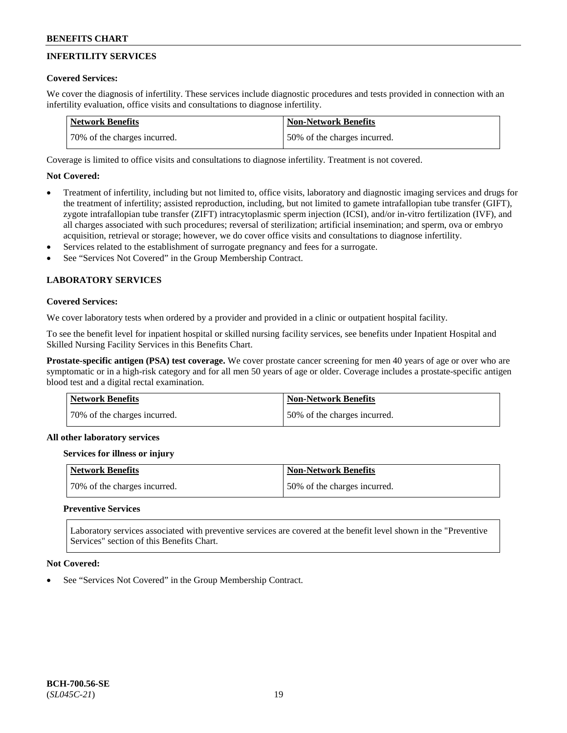## INFERTILITY SERVICES

**Covered Services:**

We cover the diagnosis of infertility. These services include diagnostic procedures and tests provided in connection with an infertility evaluation, office visits and consultations to diagnose infertility.

| Network Benefits | Non-Network Benefits |
|---|---|
| 70% of the charges incurred. | 50% of the charges incurred. |

Coverage is limited to office visits and consultations to diagnose infertility. Treatment is not covered.

**Not Covered:**

- Treatment of infertility, including but not limited to, office visits, laboratory and diagnostic imaging services and drugs for the treatment of infertility; assisted reproduction, including, but not limited to gamete intrafallopian tube transfer (GIFT), zygote intrafallopian tube transfer (ZIFT) intracytoplasmic sperm injection (ICSI), and/or in-vitro fertilization (IVF), and all charges associated with such procedures; reversal of sterilization; artificial insemination; and sperm, ova or embryo acquisition, retrieval or storage; however, we do cover office visits and consultations to diagnose infertility.
- Services related to the establishment of surrogate pregnancy and fees for a surrogate.
- See "Services Not Covered" in the Group Membership Contract.

## LABORATORY SERVICES

**Covered Services:**

We cover laboratory tests when ordered by a provider and provided in a clinic or outpatient hospital facility.

To see the benefit level for inpatient hospital or skilled nursing facility services, see benefits under Inpatient Hospital and Skilled Nursing Facility Services in this Benefits Chart.

**Prostate-specific antigen (PSA) test coverage.** We cover prostate cancer screening for men 40 years of age or over who are symptomatic or in a high-risk category and for all men 50 years of age or older. Coverage includes a prostate-specific antigen blood test and a digital rectal examination.

| Network Benefits | Non-Network Benefits |
|---|---|
| 70% of the charges incurred. | 50% of the charges incurred. |

**All other laboratory services**

**Services for illness or injury**

| Network Benefits | Non-Network Benefits |
|---|---|
| 70% of the charges incurred. | 50% of the charges incurred. |

**Preventive Services**

Laboratory services associated with preventive services are covered at the benefit level shown in the "Preventive Services" section of this Benefits Chart.

**Not Covered:**

- See "Services Not Covered" in the Group Membership Contract.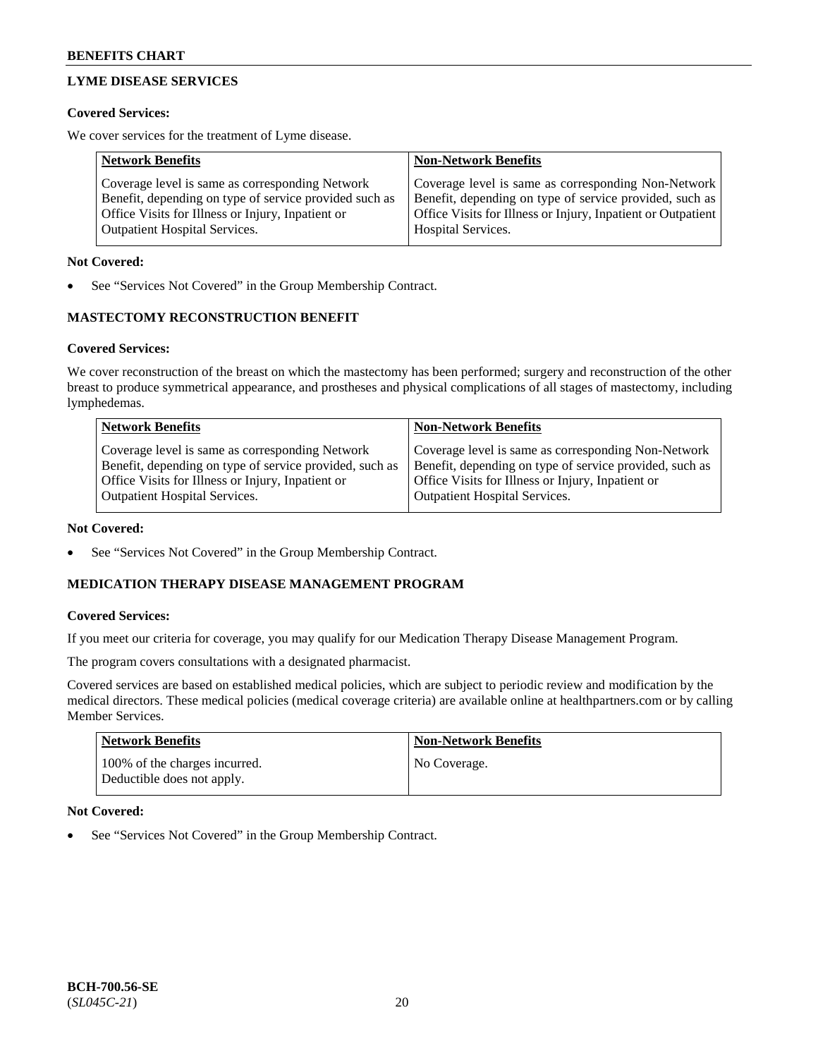## LYME DISEASE SERVICES

**Covered Services:**

We cover services for the treatment of Lyme disease.

| Network Benefits | Non-Network Benefits |
|---|---|
| Coverage level is same as corresponding Network Benefit, depending on type of service provided such as Office Visits for Illness or Injury, Inpatient or Outpatient Hospital Services. | Coverage level is same as corresponding Non-Network Benefit, depending on type of service provided, such as Office Visits for Illness or Injury, Inpatient or Outpatient Hospital Services. |

**Not Covered:**

- See "Services Not Covered" in the Group Membership Contract.

## MASTECTOMY RECONSTRUCTION BENEFIT

**Covered Services:**

We cover reconstruction of the breast on which the mastectomy has been performed; surgery and reconstruction of the other breast to produce symmetrical appearance, and prostheses and physical complications of all stages of mastectomy, including lymphedemas.

| Network Benefits | Non-Network Benefits |
|---|---|
| Coverage level is same as corresponding Network Benefit, depending on type of service provided, such as Office Visits for Illness or Injury, Inpatient or Outpatient Hospital Services. | Coverage level is same as corresponding Non-Network Benefit, depending on type of service provided, such as Office Visits for Illness or Injury, Inpatient or Outpatient Hospital Services. |

**Not Covered:**

- See "Services Not Covered" in the Group Membership Contract.

## MEDICATION THERAPY DISEASE MANAGEMENT PROGRAM

**Covered Services:**

If you meet our criteria for coverage, you may qualify for our Medication Therapy Disease Management Program.

The program covers consultations with a designated pharmacist.

Covered services are based on established medical policies, which are subject to periodic review and modification by the medical directors. These medical policies (medical coverage criteria) are available online at healthpartners.com or by calling Member Services.

| Network Benefits | Non-Network Benefits |
|---|---|
| 100% of the charges incurred. Deductible does not apply. | No Coverage. |

**Not Covered:**

- See "Services Not Covered" in the Group Membership Contract.

BCH-700.56-SE
(*SL045C-21*)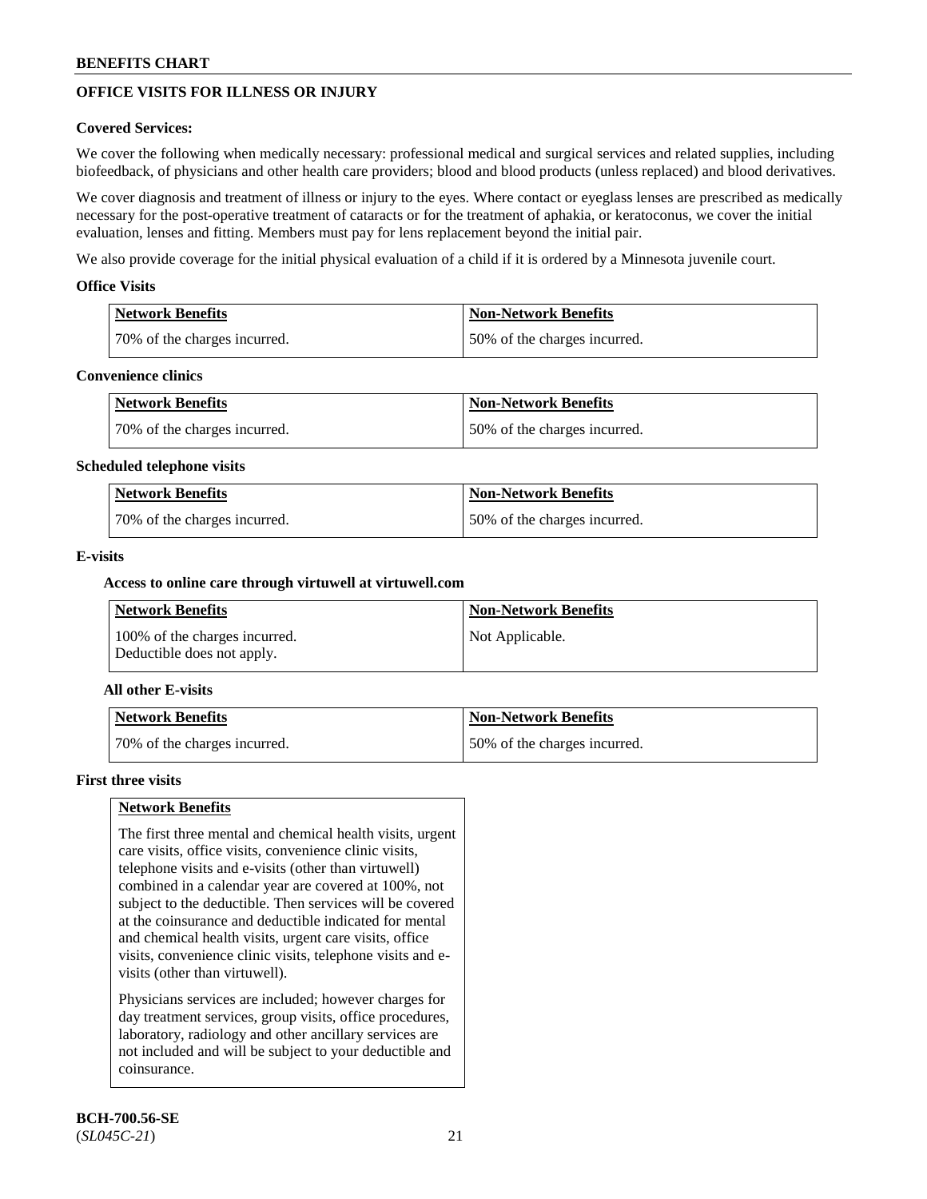## OFFICE VISITS FOR ILLNESS OR INJURY

**Covered Services:**

We cover the following when medically necessary: professional medical and surgical services and related supplies, including biofeedback, of physicians and other health care providers; blood and blood products (unless replaced) and blood derivatives.

We cover diagnosis and treatment of illness or injury to the eyes. Where contact or eyeglass lenses are prescribed as medically necessary for the post-operative treatment of cataracts or for the treatment of aphakia, or keratoconus, we cover the initial evaluation, lenses and fitting. Members must pay for lens replacement beyond the initial pair.

We also provide coverage for the initial physical evaluation of a child if it is ordered by a Minnesota juvenile court.

### Office Visits

| Network Benefits | Non-Network Benefits |
|---|---|
| 70% of the charges incurred. | 50% of the charges incurred. |

### Convenience clinics

| Network Benefits | Non-Network Benefits |
|---|---|
| 70% of the charges incurred. | 50% of the charges incurred. |

### Scheduled telephone visits

| Network Benefits | Non-Network Benefits |
|---|---|
| 70% of the charges incurred. | 50% of the charges incurred. |

### E-visits

**Access to online care through virtuwell at virtuwell.com**

| Network Benefits | Non-Network Benefits |
|---|---|
| 100% of the charges incurred. Deductible does not apply. | Not Applicable. |

**All other E-visits**

| Network Benefits | Non-Network Benefits |
|---|---|
| 70% of the charges incurred. | 50% of the charges incurred. |

### First three visits

| Network Benefits |
|---|
| The first three mental and chemical health visits, urgent care visits, office visits, convenience clinic visits, telephone visits and e-visits (other than virtuwell) combined in a calendar year are covered at 100%, not subject to the deductible. Then services will be covered at the coinsurance and deductible indicated for mental and chemical health visits, urgent care visits, office visits, convenience clinic visits, telephone visits and e-visits (other than virtuwell).<br><br>Physicians services are included; however charges for day treatment services, group visits, office procedures, laboratory, radiology and other ancillary services are not included and will be subject to your deductible and coinsurance. |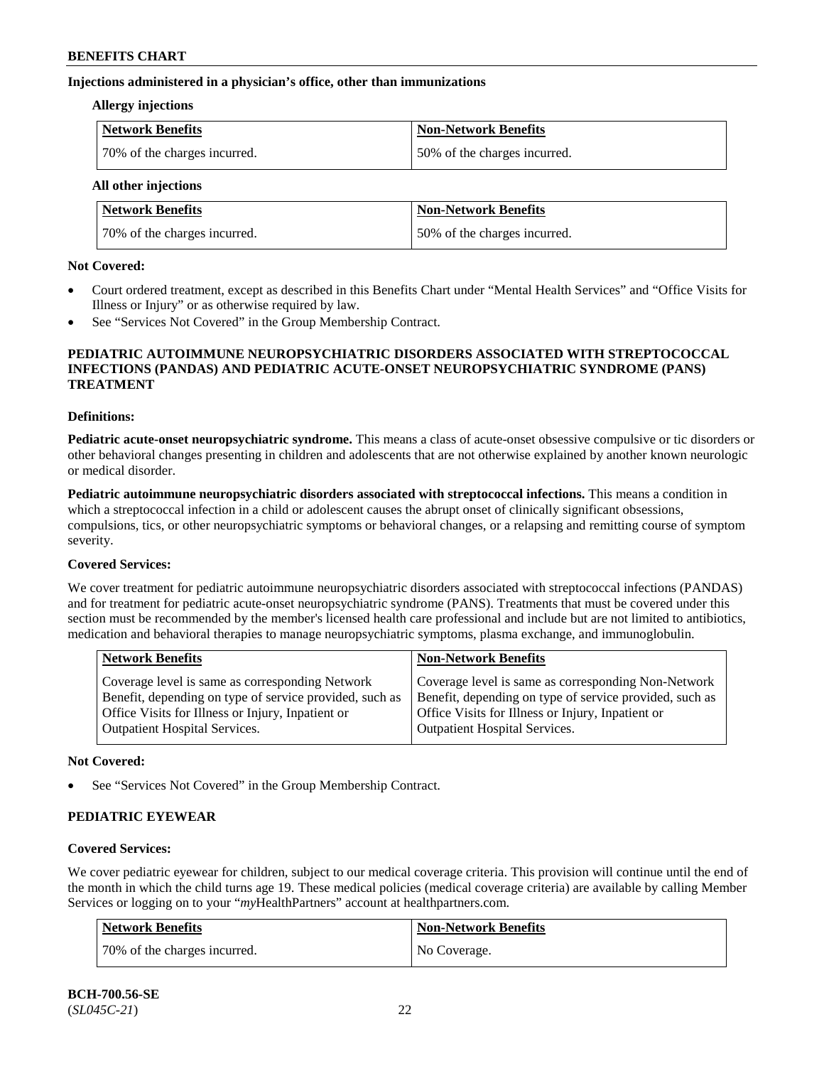### Injections administered in a physician's office, other than immunizations

#### Allergy injections

| Network Benefits | Non-Network Benefits |
| --- | --- |
| 70% of the charges incurred. | 50% of the charges incurred. |

#### All other injections

| Network Benefits | Non-Network Benefits |
| --- | --- |
| 70% of the charges incurred. | 50% of the charges incurred. |

**Not Covered:**

- Court ordered treatment, except as described in this Benefits Chart under "Mental Health Services" and "Office Visits for Illness or Injury" or as otherwise required by law.
- See "Services Not Covered" in the Group Membership Contract.

## PEDIATRIC AUTOIMMUNE NEUROPSYCHIATRIC DISORDERS ASSOCIATED WITH STREPTOCOCCAL INFECTIONS (PANDAS) AND PEDIATRIC ACUTE-ONSET NEUROPSYCHIATRIC SYNDROME (PANS) TREATMENT

**Definitions:**

**Pediatric acute-onset neuropsychiatric syndrome.** This means a class of acute-onset obsessive compulsive or tic disorders or other behavioral changes presenting in children and adolescents that are not otherwise explained by another known neurologic or medical disorder.

**Pediatric autoimmune neuropsychiatric disorders associated with streptococcal infections.** This means a condition in which a streptococcal infection in a child or adolescent causes the abrupt onset of clinically significant obsessions, compulsions, tics, or other neuropsychiatric symptoms or behavioral changes, or a relapsing and remitting course of symptom severity.

**Covered Services:**

We cover treatment for pediatric autoimmune neuropsychiatric disorders associated with streptococcal infections (PANDAS) and for treatment for pediatric acute-onset neuropsychiatric syndrome (PANS). Treatments that must be covered under this section must be recommended by the member's licensed health care professional and include but are not limited to antibiotics, medication and behavioral therapies to manage neuropsychiatric symptoms, plasma exchange, and immunoglobulin.

| Network Benefits | Non-Network Benefits |
| --- | --- |
| Coverage level is same as corresponding Network Benefit, depending on type of service provided, such as Office Visits for Illness or Injury, Inpatient or Outpatient Hospital Services. | Coverage level is same as corresponding Non-Network Benefit, depending on type of service provided, such as Office Visits for Illness or Injury, Inpatient or Outpatient Hospital Services. |

**Not Covered:**

- See "Services Not Covered" in the Group Membership Contract.

## PEDIATRIC EYEWEAR

**Covered Services:**

We cover pediatric eyewear for children, subject to our medical coverage criteria. This provision will continue until the end of the month in which the child turns age 19. These medical policies (medical coverage criteria) are available by calling Member Services or logging on to your "*my*HealthPartners" account at healthpartners.com.

| Network Benefits | Non-Network Benefits |
| --- | --- |
| 70% of the charges incurred. | No Coverage. |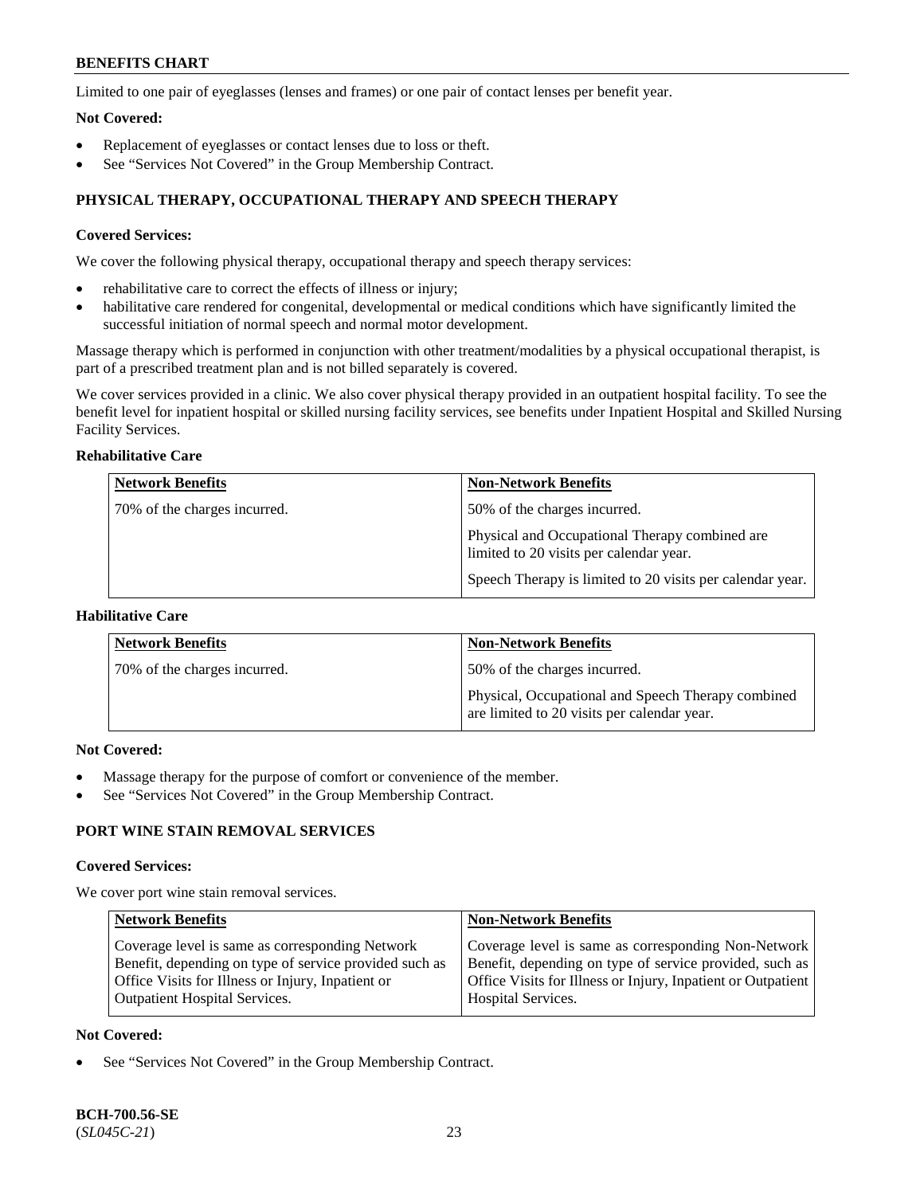Limited to one pair of eyeglasses (lenses and frames) or one pair of contact lenses per benefit year.

**Not Covered:**

- Replacement of eyeglasses or contact lenses due to loss or theft.
- See "Services Not Covered" in the Group Membership Contract.

## PHYSICAL THERAPY, OCCUPATIONAL THERAPY AND SPEECH THERAPY

**Covered Services:**

We cover the following physical therapy, occupational therapy and speech therapy services:

- rehabilitative care to correct the effects of illness or injury;
- habilitative care rendered for congenital, developmental or medical conditions which have significantly limited the successful initiation of normal speech and normal motor development.

Massage therapy which is performed in conjunction with other treatment/modalities by a physical occupational therapist, is part of a prescribed treatment plan and is not billed separately is covered.

We cover services provided in a clinic. We also cover physical therapy provided in an outpatient hospital facility. To see the benefit level for inpatient hospital or skilled nursing facility services, see benefits under Inpatient Hospital and Skilled Nursing Facility Services.

**Rehabilitative Care**

| Network Benefits | Non-Network Benefits |
|---|---|
| 70% of the charges incurred. | 50% of the charges incurred.<br><br>Physical and Occupational Therapy combined are limited to 20 visits per calendar year.<br><br>Speech Therapy is limited to 20 visits per calendar year. |

**Habilitative Care**

| Network Benefits | Non-Network Benefits |
|---|---|
| 70% of the charges incurred. | 50% of the charges incurred.<br><br>Physical, Occupational and Speech Therapy combined are limited to 20 visits per calendar year. |

**Not Covered:**

- Massage therapy for the purpose of comfort or convenience of the member.
- See "Services Not Covered" in the Group Membership Contract.

## PORT WINE STAIN REMOVAL SERVICES

**Covered Services:**

We cover port wine stain removal services.

| Network Benefits | Non-Network Benefits |
|---|---|
| Coverage level is same as corresponding Network Benefit, depending on type of service provided such as Office Visits for Illness or Injury, Inpatient or Outpatient Hospital Services. | Coverage level is same as corresponding Non-Network Benefit, depending on type of service provided, such as Office Visits for Illness or Injury, Inpatient or Outpatient Hospital Services. |

**Not Covered:**

- See "Services Not Covered" in the Group Membership Contract.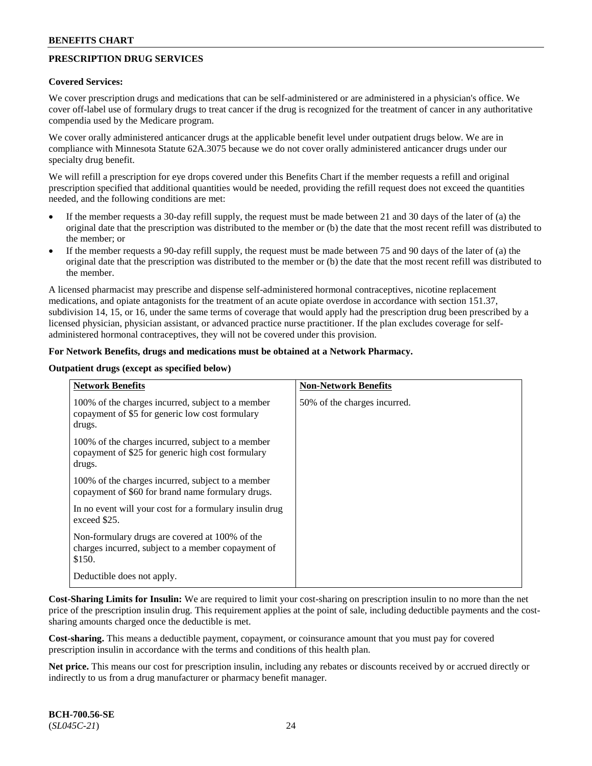## PRESCRIPTION DRUG SERVICES

**Covered Services:**

We cover prescription drugs and medications that can be self-administered or are administered in a physician's office. We cover off-label use of formulary drugs to treat cancer if the drug is recognized for the treatment of cancer in any authoritative compendia used by the Medicare program.

We cover orally administered anticancer drugs at the applicable benefit level under outpatient drugs below. We are in compliance with Minnesota Statute 62A.3075 because we do not cover orally administered anticancer drugs under our specialty drug benefit.

We will refill a prescription for eye drops covered under this Benefits Chart if the member requests a refill and original prescription specified that additional quantities would be needed, providing the refill request does not exceed the quantities needed, and the following conditions are met:

- If the member requests a 30-day refill supply, the request must be made between 21 and 30 days of the later of (a) the original date that the prescription was distributed to the member or (b) the date that the most recent refill was distributed to the member; or
- If the member requests a 90-day refill supply, the request must be made between 75 and 90 days of the later of (a) the original date that the prescription was distributed to the member or (b) the date that the most recent refill was distributed to the member.

A licensed pharmacist may prescribe and dispense self-administered hormonal contraceptives, nicotine replacement medications, and opiate antagonists for the treatment of an acute opiate overdose in accordance with section 151.37, subdivision 14, 15, or 16, under the same terms of coverage that would apply had the prescription drug been prescribed by a licensed physician, physician assistant, or advanced practice nurse practitioner. If the plan excludes coverage for self-administered hormonal contraceptives, they will not be covered under this provision.

**For Network Benefits, drugs and medications must be obtained at a Network Pharmacy.**

**Outpatient drugs (except as specified below)**

| Network Benefits | Non-Network Benefits |
|---|---|
| 100% of the charges incurred, subject to a member copayment of $5 for generic low cost formulary drugs.<br><br>100% of the charges incurred, subject to a member copayment of $25 for generic high cost formulary drugs.<br><br>100% of the charges incurred, subject to a member copayment of $60 for brand name formulary drugs.<br><br>In no event will your cost for a formulary insulin drug exceed $25.<br><br>Non-formulary drugs are covered at 100% of the charges incurred, subject to a member copayment of $150.<br><br>Deductible does not apply. | 50% of the charges incurred. |

**Cost-Sharing Limits for Insulin:** We are required to limit your cost-sharing on prescription insulin to no more than the net price of the prescription insulin drug. This requirement applies at the point of sale, including deductible payments and the cost-sharing amounts charged once the deductible is met.

**Cost-sharing.** This means a deductible payment, copayment, or coinsurance amount that you must pay for covered prescription insulin in accordance with the terms and conditions of this health plan.

**Net price.** This means our cost for prescription insulin, including any rebates or discounts received by or accrued directly or indirectly to us from a drug manufacturer or pharmacy benefit manager.

**BCH-700.56-SE**
(*SL045C-21*)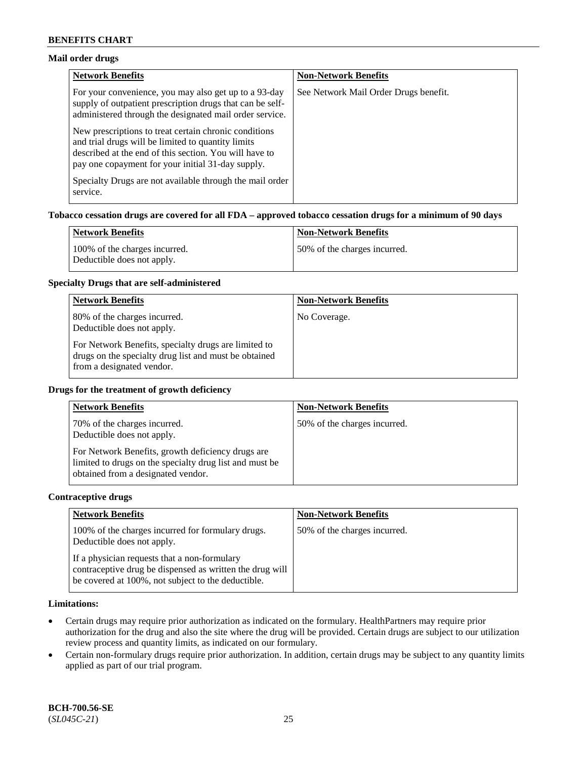### Mail order drugs

| Network Benefits | Non-Network Benefits |
|---|---|
| For your convenience, you may also get up to a 93-day supply of outpatient prescription drugs that can be self-administered through the designated mail order service.<br><br>New prescriptions to treat certain chronic conditions and trial drugs will be limited to quantity limits described at the end of this section. You will have to pay one copayment for your initial 31-day supply.<br><br>Specialty Drugs are not available through the mail order service. | See Network Mail Order Drugs benefit. |

### Tobacco cessation drugs are covered for all FDA – approved tobacco cessation drugs for a minimum of 90 days

| Network Benefits | Non-Network Benefits |
|---|---|
| 100% of the charges incurred.<br>Deductible does not apply. | 50% of the charges incurred. |

### Specialty Drugs that are self-administered

| Network Benefits | Non-Network Benefits |
|---|---|
| 80% of the charges incurred.<br>Deductible does not apply.<br><br>For Network Benefits, specialty drugs are limited to drugs on the specialty drug list and must be obtained from a designated vendor. | No Coverage. |

### Drugs for the treatment of growth deficiency

| Network Benefits | Non-Network Benefits |
|---|---|
| 70% of the charges incurred.<br>Deductible does not apply.<br><br>For Network Benefits, growth deficiency drugs are limited to drugs on the specialty drug list and must be obtained from a designated vendor. | 50% of the charges incurred. |

### Contraceptive drugs

| Network Benefits | Non-Network Benefits |
|---|---|
| 100% of the charges incurred for formulary drugs.<br>Deductible does not apply.<br><br>If a physician requests that a non-formulary contraceptive drug be dispensed as written the drug will be covered at 100%, not subject to the deductible. | 50% of the charges incurred. |

**Limitations:**

- Certain drugs may require prior authorization as indicated on the formulary. HealthPartners may require prior authorization for the drug and also the site where the drug will be provided. Certain drugs are subject to our utilization review process and quantity limits, as indicated on our formulary.
- Certain non-formulary drugs require prior authorization. In addition, certain drugs may be subject to any quantity limits applied as part of our trial program.

**BCH-700.56-SE**
(*SL045C-21*)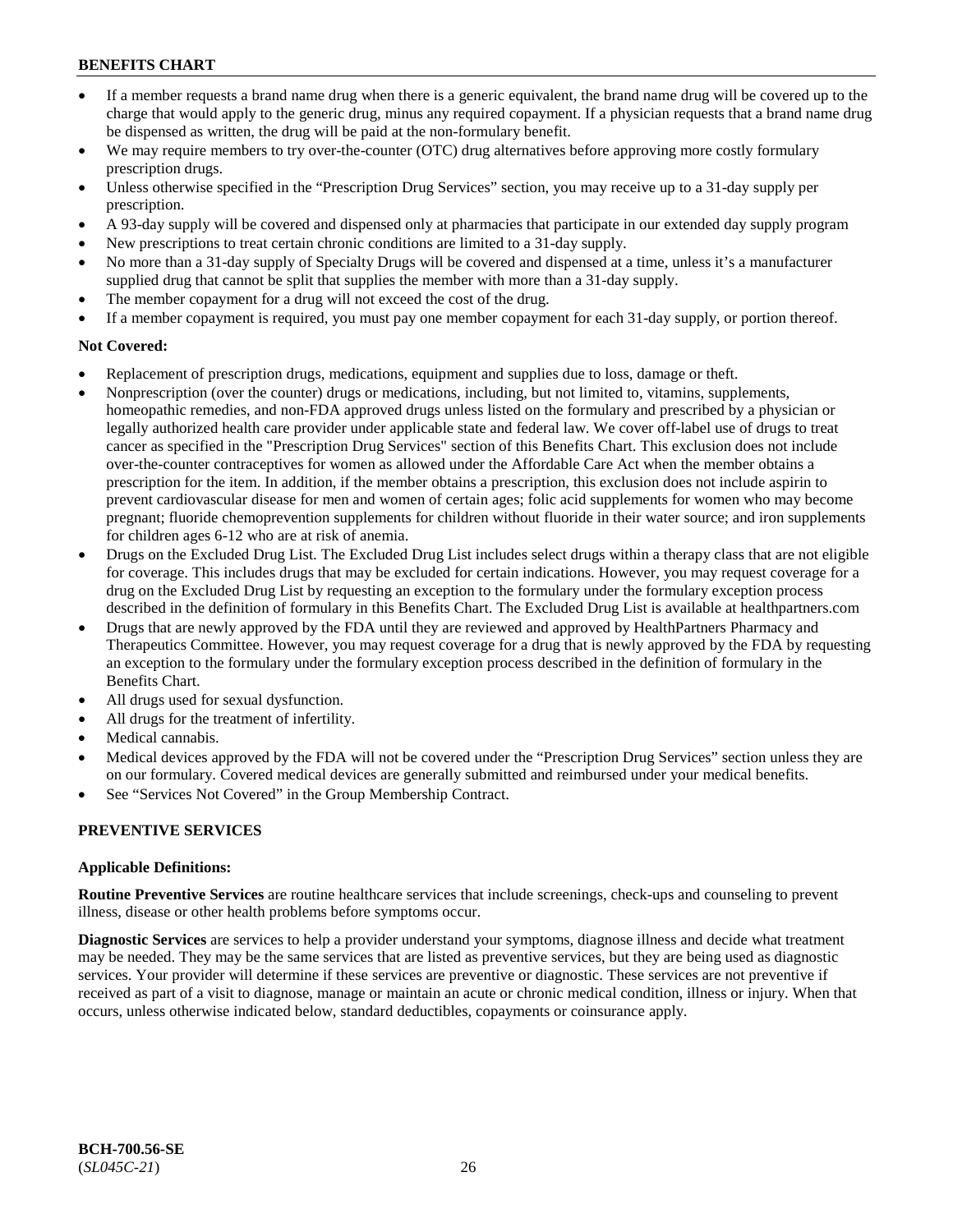- If a member requests a brand name drug when there is a generic equivalent, the brand name drug will be covered up to the charge that would apply to the generic drug, minus any required copayment. If a physician requests that a brand name drug be dispensed as written, the drug will be paid at the non-formulary benefit.
- We may require members to try over-the-counter (OTC) drug alternatives before approving more costly formulary prescription drugs.
- Unless otherwise specified in the "Prescription Drug Services" section, you may receive up to a 31-day supply per prescription.
- A 93-day supply will be covered and dispensed only at pharmacies that participate in our extended day supply program
- New prescriptions to treat certain chronic conditions are limited to a 31-day supply.
- No more than a 31-day supply of Specialty Drugs will be covered and dispensed at a time, unless it's a manufacturer supplied drug that cannot be split that supplies the member with more than a 31-day supply.
- The member copayment for a drug will not exceed the cost of the drug.
- If a member copayment is required, you must pay one member copayment for each 31-day supply, or portion thereof.

**Not Covered:**

- Replacement of prescription drugs, medications, equipment and supplies due to loss, damage or theft.
- Nonprescription (over the counter) drugs or medications, including, but not limited to, vitamins, supplements, homeopathic remedies, and non-FDA approved drugs unless listed on the formulary and prescribed by a physician or legally authorized health care provider under applicable state and federal law. We cover off-label use of drugs to treat cancer as specified in the "Prescription Drug Services" section of this Benefits Chart. This exclusion does not include over-the-counter contraceptives for women as allowed under the Affordable Care Act when the member obtains a prescription for the item. In addition, if the member obtains a prescription, this exclusion does not include aspirin to prevent cardiovascular disease for men and women of certain ages; folic acid supplements for women who may become pregnant; fluoride chemoprevention supplements for children without fluoride in their water source; and iron supplements for children ages 6-12 who are at risk of anemia.
- Drugs on the Excluded Drug List. The Excluded Drug List includes select drugs within a therapy class that are not eligible for coverage. This includes drugs that may be excluded for certain indications. However, you may request coverage for a drug on the Excluded Drug List by requesting an exception to the formulary under the formulary exception process described in the definition of formulary in this Benefits Chart. The Excluded Drug List is available at healthpartners.com
- Drugs that are newly approved by the FDA until they are reviewed and approved by HealthPartners Pharmacy and Therapeutics Committee. However, you may request coverage for a drug that is newly approved by the FDA by requesting an exception to the formulary under the formulary exception process described in the definition of formulary in the Benefits Chart.
- All drugs used for sexual dysfunction.
- All drugs for the treatment of infertility.
- Medical cannabis.
- Medical devices approved by the FDA will not be covered under the "Prescription Drug Services" section unless they are on our formulary. Covered medical devices are generally submitted and reimbursed under your medical benefits.
- See "Services Not Covered" in the Group Membership Contract.

## PREVENTIVE SERVICES

**Applicable Definitions:**

**Routine Preventive Services** are routine healthcare services that include screenings, check-ups and counseling to prevent illness, disease or other health problems before symptoms occur.

**Diagnostic Services** are services to help a provider understand your symptoms, diagnose illness and decide what treatment may be needed. They may be the same services that are listed as preventive services, but they are being used as diagnostic services. Your provider will determine if these services are preventive or diagnostic. These services are not preventive if received as part of a visit to diagnose, manage or maintain an acute or chronic medical condition, illness or injury. When that occurs, unless otherwise indicated below, standard deductibles, copayments or coinsurance apply.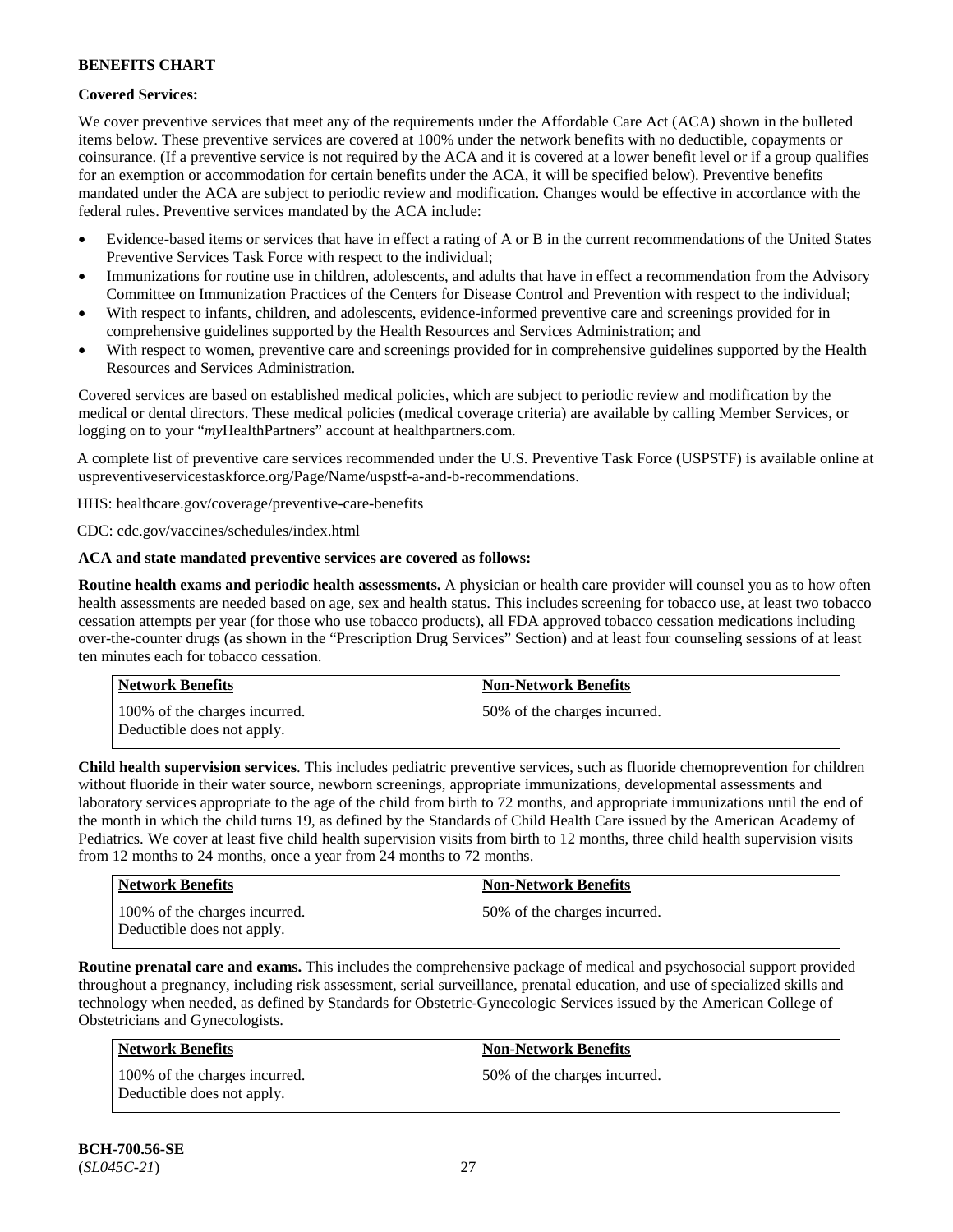**Covered Services:**

We cover preventive services that meet any of the requirements under the Affordable Care Act (ACA) shown in the bulleted items below. These preventive services are covered at 100% under the network benefits with no deductible, copayments or coinsurance. (If a preventive service is not required by the ACA and it is covered at a lower benefit level or if a group qualifies for an exemption or accommodation for certain benefits under the ACA, it will be specified below). Preventive benefits mandated under the ACA are subject to periodic review and modification. Changes would be effective in accordance with the federal rules. Preventive services mandated by the ACA include:

- Evidence-based items or services that have in effect a rating of A or B in the current recommendations of the United States Preventive Services Task Force with respect to the individual;
- Immunizations for routine use in children, adolescents, and adults that have in effect a recommendation from the Advisory Committee on Immunization Practices of the Centers for Disease Control and Prevention with respect to the individual;
- With respect to infants, children, and adolescents, evidence-informed preventive care and screenings provided for in comprehensive guidelines supported by the Health Resources and Services Administration; and
- With respect to women, preventive care and screenings provided for in comprehensive guidelines supported by the Health Resources and Services Administration.

Covered services are based on established medical policies, which are subject to periodic review and modification by the medical or dental directors. These medical policies (medical coverage criteria) are available by calling Member Services, or logging on to your "*my*HealthPartners" account at healthpartners.com.

A complete list of preventive care services recommended under the U.S. Preventive Task Force (USPSTF) is available online at uspreventiveservicestaskforce.org/Page/Name/uspstf-a-and-b-recommendations.

HHS: healthcare.gov/coverage/preventive-care-benefits

CDC: cdc.gov/vaccines/schedules/index.html

**ACA and state mandated preventive services are covered as follows:**

**Routine health exams and periodic health assessments.** A physician or health care provider will counsel you as to how often health assessments are needed based on age, sex and health status. This includes screening for tobacco use, at least two tobacco cessation attempts per year (for those who use tobacco products), all FDA approved tobacco cessation medications including over-the-counter drugs (as shown in the "Prescription Drug Services" Section) and at least four counseling sessions of at least ten minutes each for tobacco cessation.

| Network Benefits | Non-Network Benefits |
|---|---|
| 100% of the charges incurred. Deductible does not apply. | 50% of the charges incurred. |

**Child health supervision services**. This includes pediatric preventive services, such as fluoride chemoprevention for children without fluoride in their water source, newborn screenings, appropriate immunizations, developmental assessments and laboratory services appropriate to the age of the child from birth to 72 months, and appropriate immunizations until the end of the month in which the child turns 19, as defined by the Standards of Child Health Care issued by the American Academy of Pediatrics. We cover at least five child health supervision visits from birth to 12 months, three child health supervision visits from 12 months to 24 months, once a year from 24 months to 72 months.

| Network Benefits | Non-Network Benefits |
|---|---|
| 100% of the charges incurred. Deductible does not apply. | 50% of the charges incurred. |

**Routine prenatal care and exams.** This includes the comprehensive package of medical and psychosocial support provided throughout a pregnancy, including risk assessment, serial surveillance, prenatal education, and use of specialized skills and technology when needed, as defined by Standards for Obstetric-Gynecologic Services issued by the American College of Obstetricians and Gynecologists.

| Network Benefits | Non-Network Benefits |
|---|---|
| 100% of the charges incurred. Deductible does not apply. | 50% of the charges incurred. |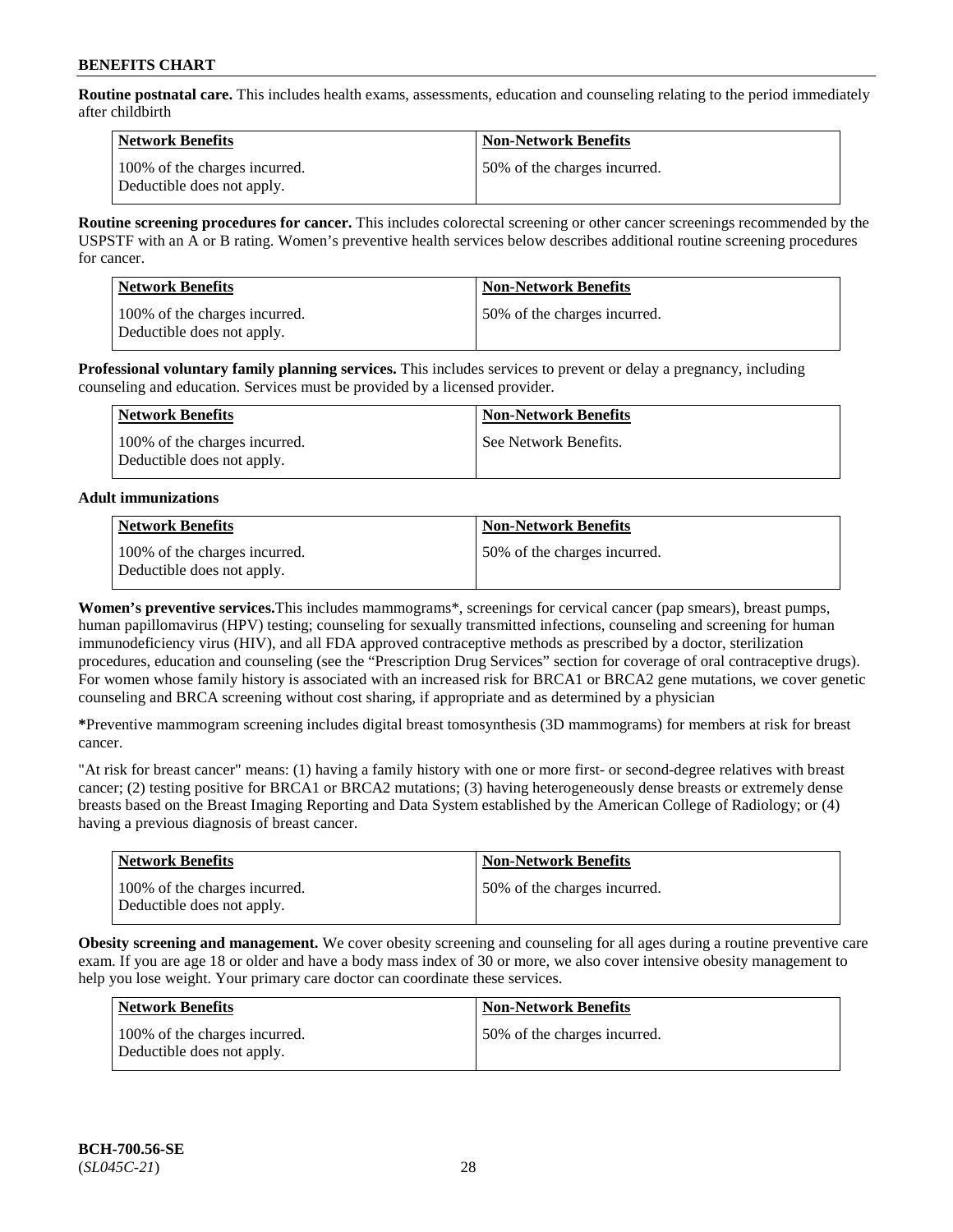**Routine postnatal care.** This includes health exams, assessments, education and counseling relating to the period immediately after childbirth

| Network Benefits | Non-Network Benefits |
|---|---|
| 100% of the charges incurred. Deductible does not apply. | 50% of the charges incurred. |

**Routine screening procedures for cancer.** This includes colorectal screening or other cancer screenings recommended by the USPSTF with an A or B rating. Women's preventive health services below describes additional routine screening procedures for cancer.

| Network Benefits | Non-Network Benefits |
|---|---|
| 100% of the charges incurred. Deductible does not apply. | 50% of the charges incurred. |

**Professional voluntary family planning services.** This includes services to prevent or delay a pregnancy, including counseling and education. Services must be provided by a licensed provider.

| Network Benefits | Non-Network Benefits |
|---|---|
| 100% of the charges incurred. Deductible does not apply. | See Network Benefits. |

**Adult immunizations**

| Network Benefits | Non-Network Benefits |
|---|---|
| 100% of the charges incurred. Deductible does not apply. | 50% of the charges incurred. |

**Women's preventive services.**This includes mammograms*, screenings for cervical cancer (pap smears), breast pumps, human papillomavirus (HPV) testing; counseling for sexually transmitted infections, counseling and screening for human immunodeficiency virus (HIV), and all FDA approved contraceptive methods as prescribed by a doctor, sterilization procedures, education and counseling (see the "Prescription Drug Services" section for coverage of oral contraceptive drugs). For women whose family history is associated with an increased risk for BRCA1 or BRCA2 gene mutations, we cover genetic counseling and BRCA screening without cost sharing, if appropriate and as determined by a physician

**\***Preventive mammogram screening includes digital breast tomosynthesis (3D mammograms) for members at risk for breast cancer.

"At risk for breast cancer" means: (1) having a family history with one or more first- or second-degree relatives with breast cancer; (2) testing positive for BRCA1 or BRCA2 mutations; (3) having heterogeneously dense breasts or extremely dense breasts based on the Breast Imaging Reporting and Data System established by the American College of Radiology; or (4) having a previous diagnosis of breast cancer.

| Network Benefits | Non-Network Benefits |
|---|---|
| 100% of the charges incurred. Deductible does not apply. | 50% of the charges incurred. |

**Obesity screening and management.** We cover obesity screening and counseling for all ages during a routine preventive care exam. If you are age 18 or older and have a body mass index of 30 or more, we also cover intensive obesity management to help you lose weight. Your primary care doctor can coordinate these services.

| Network Benefits | Non-Network Benefits |
|---|---|
| 100% of the charges incurred. Deductible does not apply. | 50% of the charges incurred. |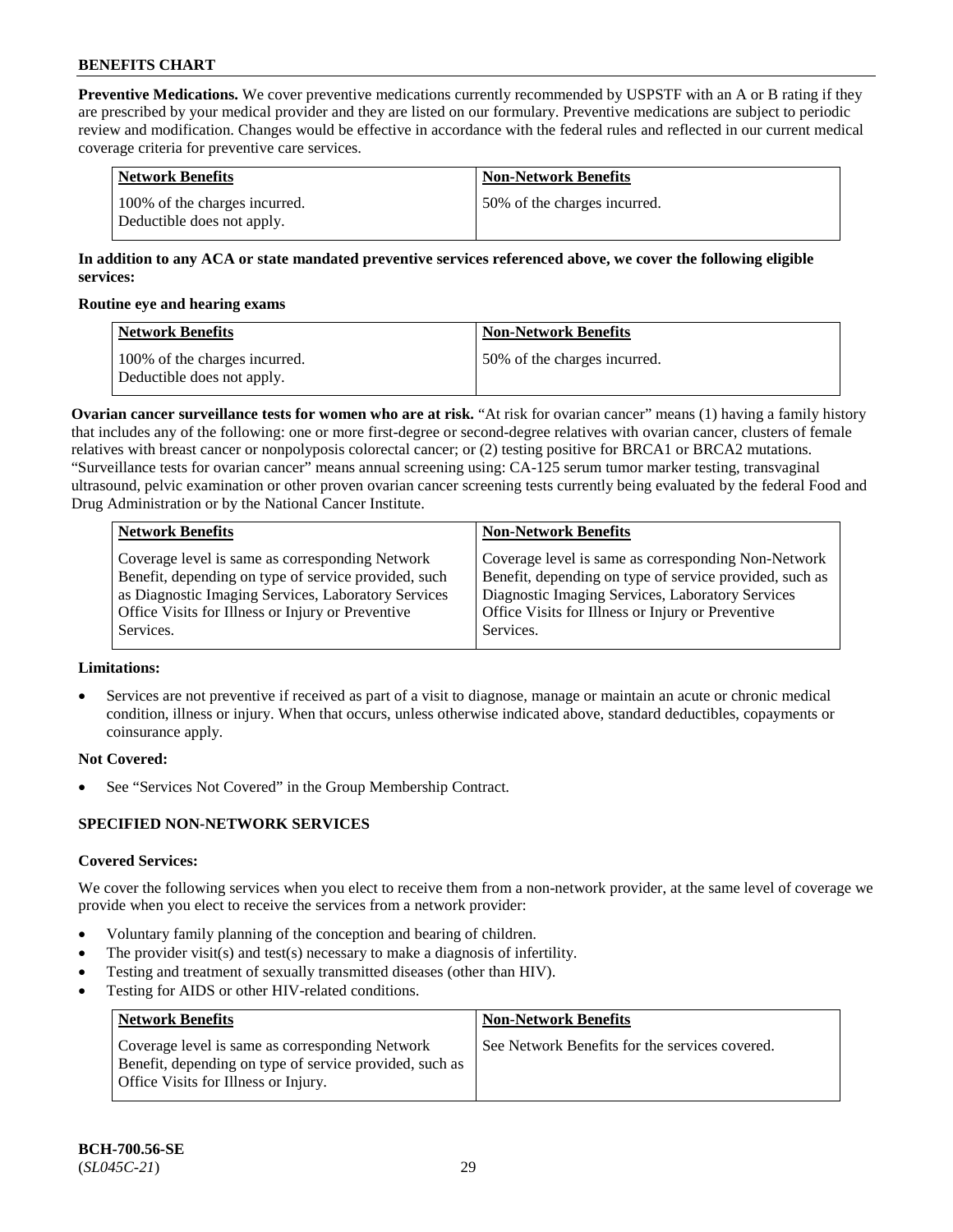**Preventive Medications.** We cover preventive medications currently recommended by USPSTF with an A or B rating if they are prescribed by your medical provider and they are listed on our formulary. Preventive medications are subject to periodic review and modification. Changes would be effective in accordance with the federal rules and reflected in our current medical coverage criteria for preventive care services.

| Network Benefits | Non-Network Benefits |
|---|---|
| 100% of the charges incurred. Deductible does not apply. | 50% of the charges incurred. |

**In addition to any ACA or state mandated preventive services referenced above, we cover the following eligible services:**

**Routine eye and hearing exams**

| Network Benefits | Non-Network Benefits |
|---|---|
| 100% of the charges incurred. Deductible does not apply. | 50% of the charges incurred. |

**Ovarian cancer surveillance tests for women who are at risk.** "At risk for ovarian cancer" means (1) having a family history that includes any of the following: one or more first-degree or second-degree relatives with ovarian cancer, clusters of female relatives with breast cancer or nonpolyposis colorectal cancer; or (2) testing positive for BRCA1 or BRCA2 mutations. "Surveillance tests for ovarian cancer" means annual screening using: CA-125 serum tumor marker testing, transvaginal ultrasound, pelvic examination or other proven ovarian cancer screening tests currently being evaluated by the federal Food and Drug Administration or by the National Cancer Institute.

| Network Benefits | Non-Network Benefits |
|---|---|
| Coverage level is same as corresponding Network Benefit, depending on type of service provided, such as Diagnostic Imaging Services, Laboratory Services Office Visits for Illness or Injury or Preventive Services. | Coverage level is same as corresponding Non-Network Benefit, depending on type of service provided, such as Diagnostic Imaging Services, Laboratory Services Office Visits for Illness or Injury or Preventive Services. |

**Limitations:**

- Services are not preventive if received as part of a visit to diagnose, manage or maintain an acute or chronic medical condition, illness or injury. When that occurs, unless otherwise indicated above, standard deductibles, copayments or coinsurance apply.

**Not Covered:**

- See "Services Not Covered" in the Group Membership Contract.

**SPECIFIED NON-NETWORK SERVICES**

**Covered Services:**

We cover the following services when you elect to receive them from a non-network provider, at the same level of coverage we provide when you elect to receive the services from a network provider:

- Voluntary family planning of the conception and bearing of children.
- The provider visit(s) and test(s) necessary to make a diagnosis of infertility.
- Testing and treatment of sexually transmitted diseases (other than HIV).
- Testing for AIDS or other HIV-related conditions.

| Network Benefits | Non-Network Benefits |
|---|---|
| Coverage level is same as corresponding Network Benefit, depending on type of service provided, such as Office Visits for Illness or Injury. | See Network Benefits for the services covered. |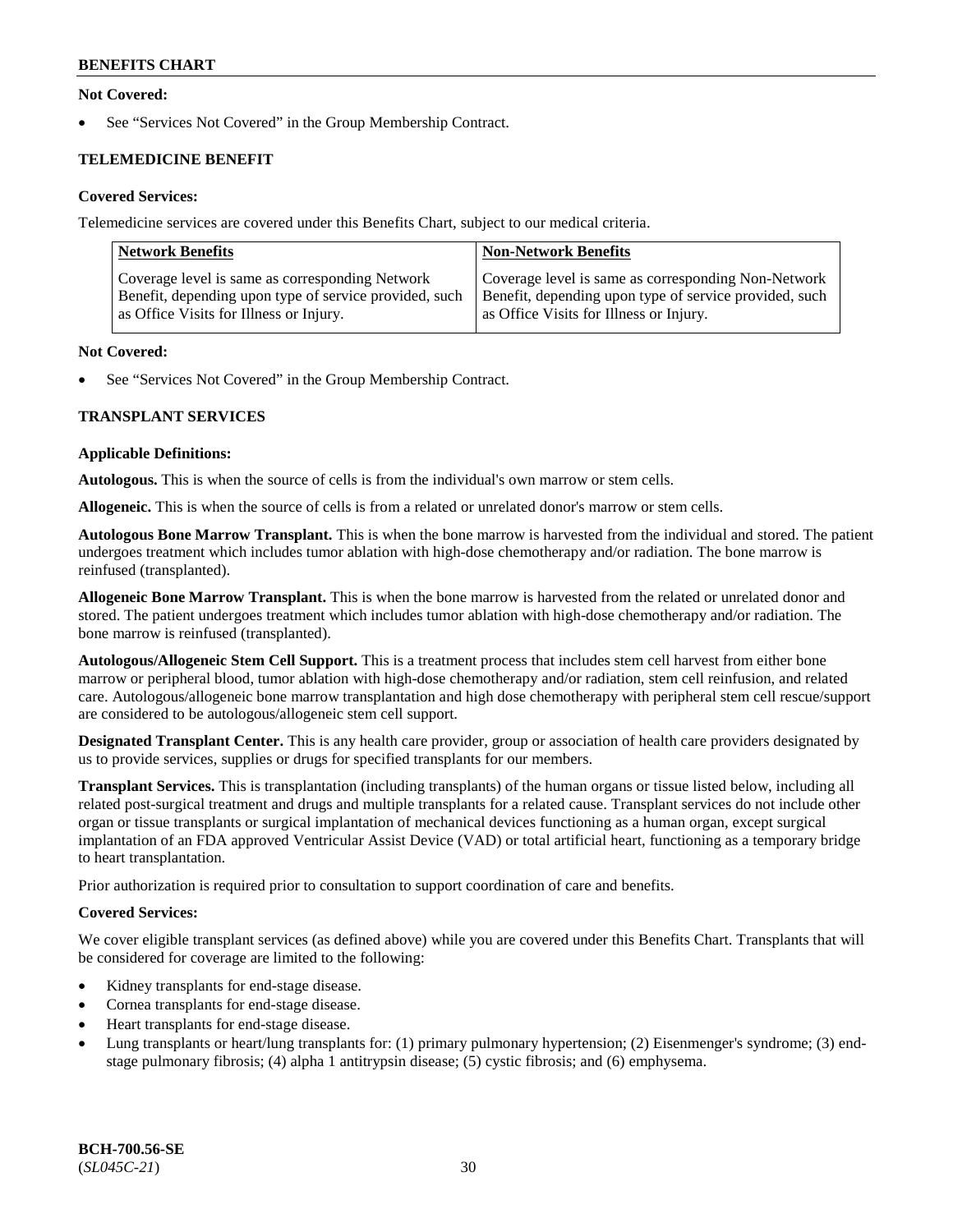**Not Covered:**

- See "Services Not Covered" in the Group Membership Contract.

### TELEMEDICINE BENEFIT

**Covered Services:**

Telemedicine services are covered under this Benefits Chart, subject to our medical criteria.

| Network Benefits | Non-Network Benefits |
| --- | --- |
| Coverage level is same as corresponding Network Benefit, depending upon type of service provided, such as Office Visits for Illness or Injury. | Coverage level is same as corresponding Non-Network Benefit, depending upon type of service provided, such as Office Visits for Illness or Injury. |

**Not Covered:**

- See "Services Not Covered" in the Group Membership Contract.

### TRANSPLANT SERVICES

**Applicable Definitions:**

**Autologous.** This is when the source of cells is from the individual's own marrow or stem cells.

**Allogeneic.** This is when the source of cells is from a related or unrelated donor's marrow or stem cells.

**Autologous Bone Marrow Transplant.** This is when the bone marrow is harvested from the individual and stored. The patient undergoes treatment which includes tumor ablation with high-dose chemotherapy and/or radiation. The bone marrow is reinfused (transplanted).

**Allogeneic Bone Marrow Transplant.** This is when the bone marrow is harvested from the related or unrelated donor and stored. The patient undergoes treatment which includes tumor ablation with high-dose chemotherapy and/or radiation. The bone marrow is reinfused (transplanted).

**Autologous/Allogeneic Stem Cell Support.** This is a treatment process that includes stem cell harvest from either bone marrow or peripheral blood, tumor ablation with high-dose chemotherapy and/or radiation, stem cell reinfusion, and related care. Autologous/allogeneic bone marrow transplantation and high dose chemotherapy with peripheral stem cell rescue/support are considered to be autologous/allogeneic stem cell support.

**Designated Transplant Center.** This is any health care provider, group or association of health care providers designated by us to provide services, supplies or drugs for specified transplants for our members.

**Transplant Services.** This is transplantation (including transplants) of the human organs or tissue listed below, including all related post-surgical treatment and drugs and multiple transplants for a related cause. Transplant services do not include other organ or tissue transplants or surgical implantation of mechanical devices functioning as a human organ, except surgical implantation of an FDA approved Ventricular Assist Device (VAD) or total artificial heart, functioning as a temporary bridge to heart transplantation.

Prior authorization is required prior to consultation to support coordination of care and benefits.

**Covered Services:**

We cover eligible transplant services (as defined above) while you are covered under this Benefits Chart. Transplants that will be considered for coverage are limited to the following:

- Kidney transplants for end-stage disease.
- Cornea transplants for end-stage disease.
- Heart transplants for end-stage disease.
- Lung transplants or heart/lung transplants for: (1) primary pulmonary hypertension; (2) Eisenmenger's syndrome; (3) end-stage pulmonary fibrosis; (4) alpha 1 antitrypsin disease; (5) cystic fibrosis; and (6) emphysema.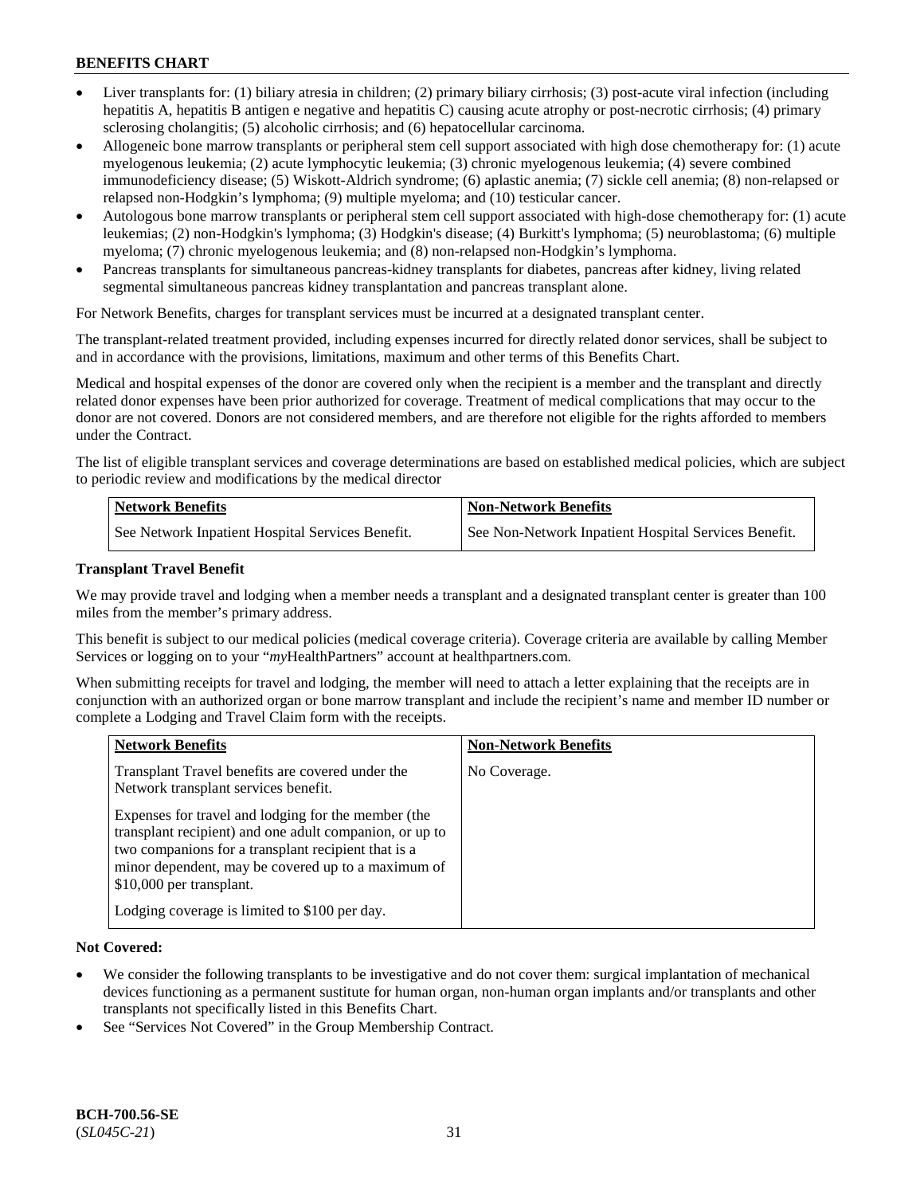- Liver transplants for: (1) biliary atresia in children; (2) primary biliary cirrhosis; (3) post-acute viral infection (including hepatitis A, hepatitis B antigen e negative and hepatitis C) causing acute atrophy or post-necrotic cirrhosis; (4) primary sclerosing cholangitis; (5) alcoholic cirrhosis; and (6) hepatocellular carcinoma.
- Allogeneic bone marrow transplants or peripheral stem cell support associated with high dose chemotherapy for: (1) acute myelogenous leukemia; (2) acute lymphocytic leukemia; (3) chronic myelogenous leukemia; (4) severe combined immunodeficiency disease; (5) Wiskott-Aldrich syndrome; (6) aplastic anemia; (7) sickle cell anemia; (8) non-relapsed or relapsed non-Hodgkin's lymphoma; (9) multiple myeloma; and (10) testicular cancer.
- Autologous bone marrow transplants or peripheral stem cell support associated with high-dose chemotherapy for: (1) acute leukemias; (2) non-Hodgkin's lymphoma; (3) Hodgkin's disease; (4) Burkitt's lymphoma; (5) neuroblastoma; (6) multiple myeloma; (7) chronic myelogenous leukemia; and (8) non-relapsed non-Hodgkin's lymphoma.
- Pancreas transplants for simultaneous pancreas-kidney transplants for diabetes, pancreas after kidney, living related segmental simultaneous pancreas kidney transplantation and pancreas transplant alone.

For Network Benefits, charges for transplant services must be incurred at a designated transplant center.

The transplant-related treatment provided, including expenses incurred for directly related donor services, shall be subject to and in accordance with the provisions, limitations, maximum and other terms of this Benefits Chart.

Medical and hospital expenses of the donor are covered only when the recipient is a member and the transplant and directly related donor expenses have been prior authorized for coverage. Treatment of medical complications that may occur to the donor are not covered. Donors are not considered members, and are therefore not eligible for the rights afforded to members under the Contract.

The list of eligible transplant services and coverage determinations are based on established medical policies, which are subject to periodic review and modifications by the medical director

| Network Benefits | Non-Network Benefits |
|---|---|
| See Network Inpatient Hospital Services Benefit. | See Non-Network Inpatient Hospital Services Benefit. |

**Transplant Travel Benefit**

We may provide travel and lodging when a member needs a transplant and a designated transplant center is greater than 100 miles from the member's primary address.

This benefit is subject to our medical policies (medical coverage criteria). Coverage criteria are available by calling Member Services or logging on to your "*my*HealthPartners" account at healthpartners.com.

When submitting receipts for travel and lodging, the member will need to attach a letter explaining that the receipts are in conjunction with an authorized organ or bone marrow transplant and include the recipient's name and member ID number or complete a Lodging and Travel Claim form with the receipts.

| Network Benefits | Non-Network Benefits |
|---|---|
| Transplant Travel benefits are covered under the Network transplant services benefit.<br><br>Expenses for travel and lodging for the member (the transplant recipient) and one adult companion, or up to two companions for a transplant recipient that is a minor dependent, may be covered up to a maximum of $10,000 per transplant.<br><br>Lodging coverage is limited to $100 per day. | No Coverage. |

**Not Covered:**

- We consider the following transplants to be investigative and do not cover them: surgical implantation of mechanical devices functioning as a permanent sustitute for human organ, non-human organ implants and/or transplants and other transplants not specifically listed in this Benefits Chart.
- See "Services Not Covered" in the Group Membership Contract.